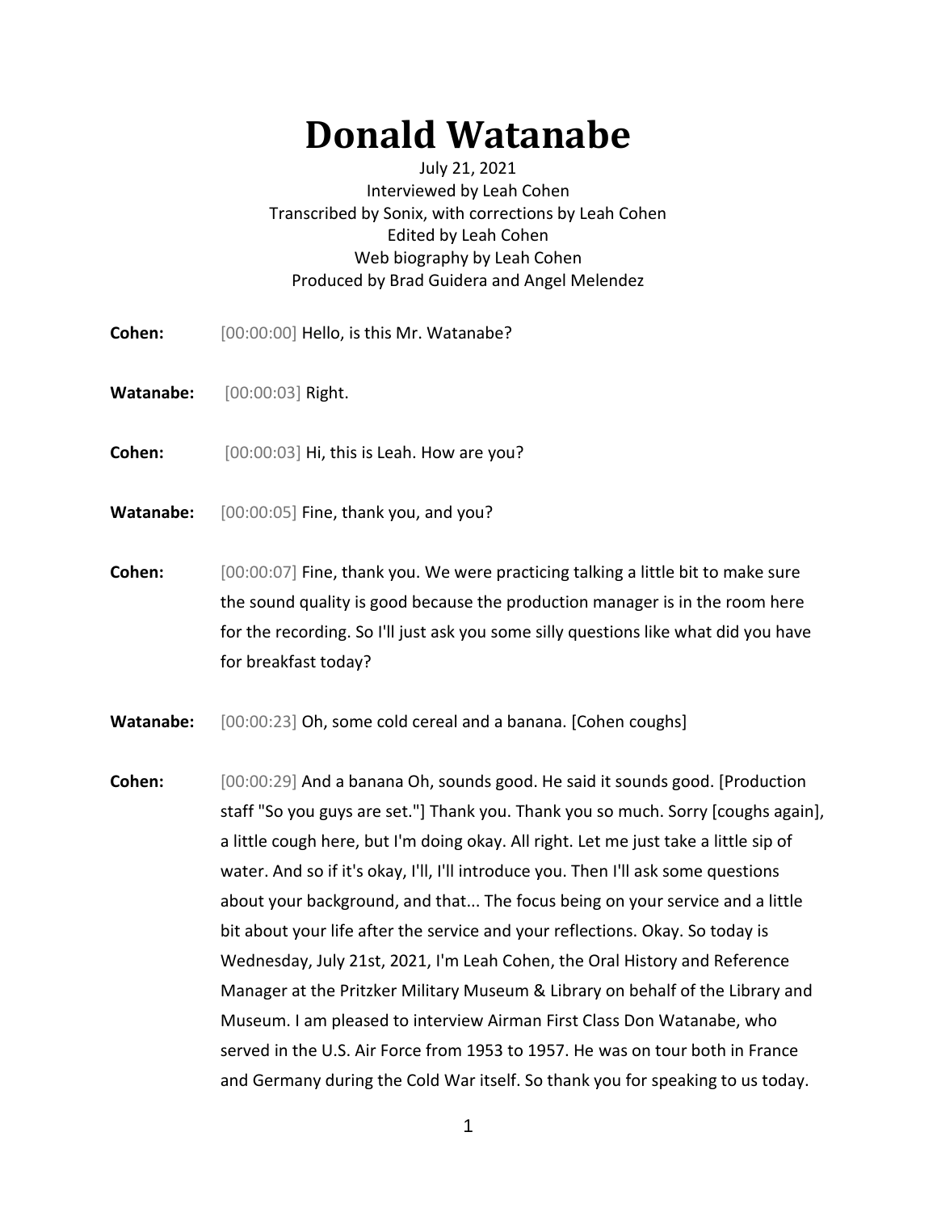# Donald Watanabe

July 21, 2021
Interviewed by Leah Cohen
Transcribed by Sonix, with corrections by Leah Cohen
Edited by Leah Cohen
Web biography by Leah Cohen
Produced by Brad Guidera and Angel Melendez

**Cohen:** [00:00:00] Hello, is this Mr. Watanabe?

**Watanabe:** [00:00:03] Right.

**Cohen:** [00:00:03] Hi, this is Leah. How are you?

**Watanabe:** [00:00:05] Fine, thank you, and you?

**Cohen:** [00:00:07] Fine, thank you. We were practicing talking a little bit to make sure the sound quality is good because the production manager is in the room here for the recording. So I'll just ask you some silly questions like what did you have for breakfast today?

**Watanabe:** [00:00:23] Oh, some cold cereal and a banana. [Cohen coughs]

**Cohen:** [00:00:29] And a banana Oh, sounds good. He said it sounds good. [Production staff "So you guys are set."] Thank you. Thank you so much. Sorry [coughs again], a little cough here, but I'm doing okay. All right. Let me just take a little sip of water. And so if it's okay, I'll, I'll introduce you. Then I'll ask some questions about your background, and that... The focus being on your service and a little bit about your life after the service and your reflections. Okay. So today is Wednesday, July 21st, 2021, I'm Leah Cohen, the Oral History and Reference Manager at the Pritzker Military Museum & Library on behalf of the Library and Museum. I am pleased to interview Airman First Class Don Watanabe, who served in the U.S. Air Force from 1953 to 1957. He was on tour both in France and Germany during the Cold War itself. So thank you for speaking to us today.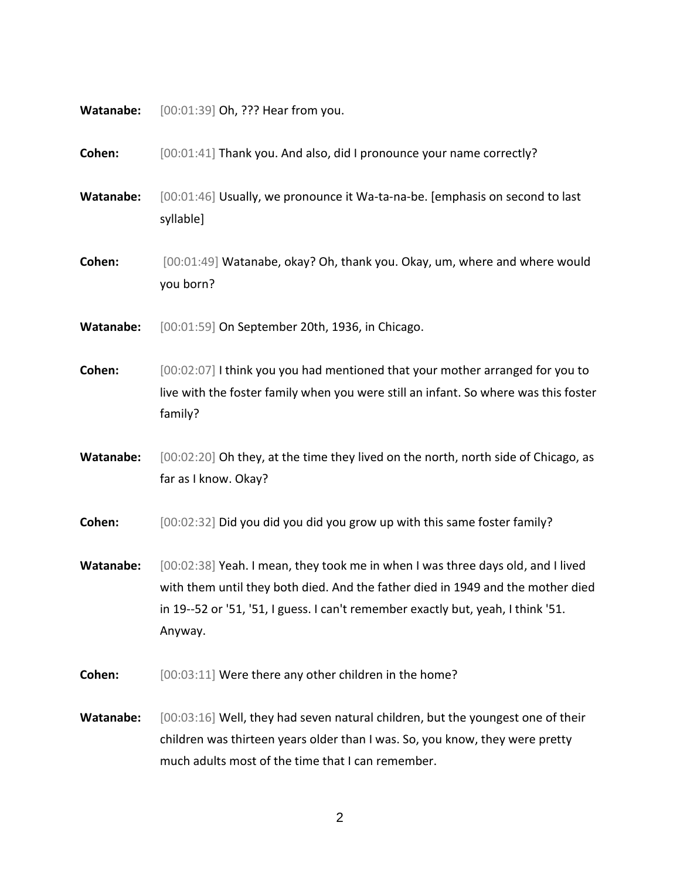**Watanabe:** [00:01:39] Oh, ??? Hear from you.

**Cohen:** [00:01:41] Thank you. And also, did I pronounce your name correctly?

**Watanabe:** [00:01:46] Usually, we pronounce it Wa-ta-na-be. [emphasis on second to last syllable]

**Cohen:** [00:01:49] Watanabe, okay? Oh, thank you. Okay, um, where and where would you born?

**Watanabe:** [00:01:59] On September 20th, 1936, in Chicago.

**Cohen:** [00:02:07] I think you you had mentioned that your mother arranged for you to live with the foster family when you were still an infant. So where was this foster family?

**Watanabe:** [00:02:20] Oh they, at the time they lived on the north, north side of Chicago, as far as I know. Okay?

**Cohen:** [00:02:32] Did you did you did you grow up with this same foster family?

**Watanabe:** [00:02:38] Yeah. I mean, they took me in when I was three days old, and I lived with them until they both died. And the father died in 1949 and the mother died in 19--52 or '51, '51, I guess. I can't remember exactly but, yeah, I think '51. Anyway.

**Cohen:** [00:03:11] Were there any other children in the home?

**Watanabe:** [00:03:16] Well, they had seven natural children, but the youngest one of their children was thirteen years older than I was. So, you know, they were pretty much adults most of the time that I can remember.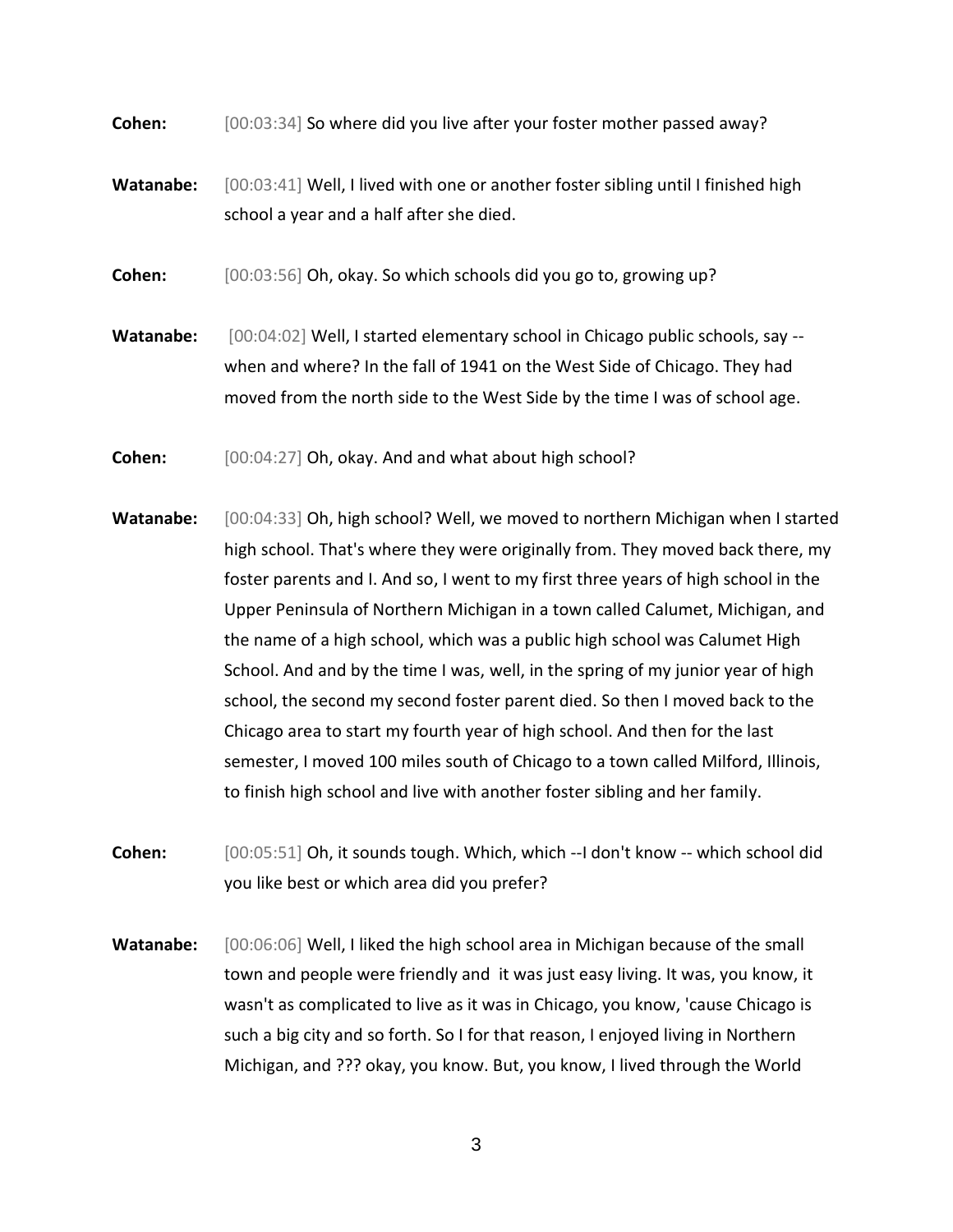**Cohen:** [00:03:34] So where did you live after your foster mother passed away?

**Watanabe:** [00:03:41] Well, I lived with one or another foster sibling until I finished high school a year and a half after she died.

**Cohen:** [00:03:56] Oh, okay. So which schools did you go to, growing up?

**Watanabe:** [00:04:02] Well, I started elementary school in Chicago public schools, say -- when and where? In the fall of 1941 on the West Side of Chicago. They had moved from the north side to the West Side by the time I was of school age.

**Cohen:** [00:04:27] Oh, okay. And and what about high school?

**Watanabe:** [00:04:33] Oh, high school? Well, we moved to northern Michigan when I started high school. That's where they were originally from. They moved back there, my foster parents and I. And so, I went to my first three years of high school in the Upper Peninsula of Northern Michigan in a town called Calumet, Michigan, and the name of a high school, which was a public high school was Calumet High School. And and by the time I was, well, in the spring of my junior year of high school, the second my second foster parent died. So then I moved back to the Chicago area to start my fourth year of high school. And then for the last semester, I moved 100 miles south of Chicago to a town called Milford, Illinois, to finish high school and live with another foster sibling and her family.

**Cohen:** [00:05:51] Oh, it sounds tough. Which, which --I don't know -- which school did you like best or which area did you prefer?

**Watanabe:** [00:06:06] Well, I liked the high school area in Michigan because of the small town and people were friendly and it was just easy living. It was, you know, it wasn't as complicated to live as it was in Chicago, you know, 'cause Chicago is such a big city and so forth. So I for that reason, I enjoyed living in Northern Michigan, and ??? okay, you know. But, you know, I lived through the World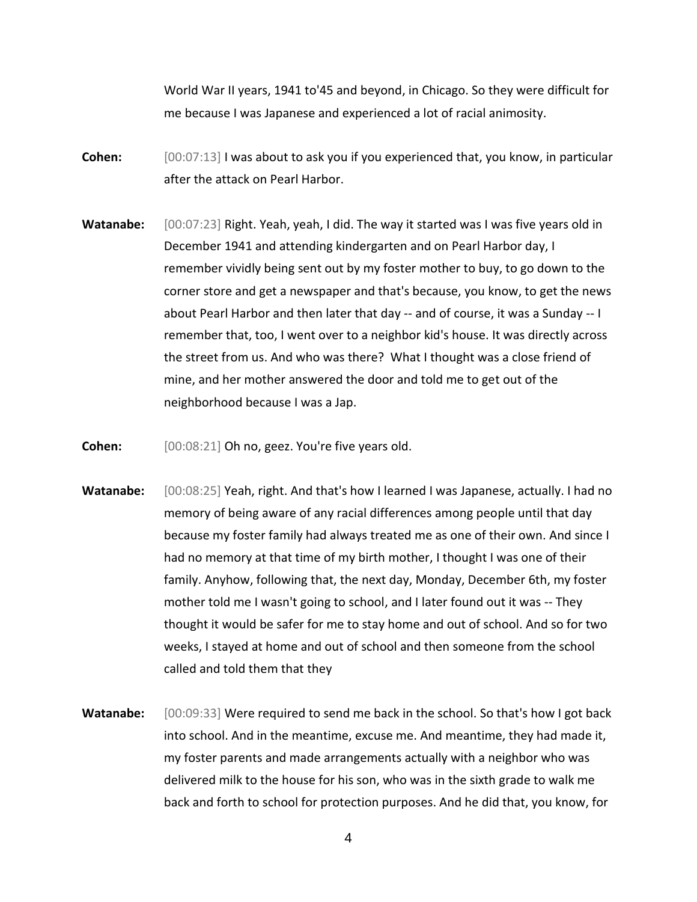World War II years, 1941 to'45 and beyond, in Chicago. So they were difficult for me because I was Japanese and experienced a lot of racial animosity.

**Cohen:** [00:07:13] I was about to ask you if you experienced that, you know, in particular after the attack on Pearl Harbor.

**Watanabe:** [00:07:23] Right. Yeah, yeah, I did. The way it started was I was five years old in December 1941 and attending kindergarten and on Pearl Harbor day, I remember vividly being sent out by my foster mother to buy, to go down to the corner store and get a newspaper and that's because, you know, to get the news about Pearl Harbor and then later that day -- and of course, it was a Sunday -- I remember that, too, I went over to a neighbor kid's house. It was directly across the street from us. And who was there? What I thought was a close friend of mine, and her mother answered the door and told me to get out of the neighborhood because I was a Jap.

**Cohen:** [00:08:21] Oh no, geez. You're five years old.

**Watanabe:** [00:08:25] Yeah, right. And that's how I learned I was Japanese, actually. I had no memory of being aware of any racial differences among people until that day because my foster family had always treated me as one of their own. And since I had no memory at that time of my birth mother, I thought I was one of their family. Anyhow, following that, the next day, Monday, December 6th, my foster mother told me I wasn't going to school, and I later found out it was -- They thought it would be safer for me to stay home and out of school. And so for two weeks, I stayed at home and out of school and then someone from the school called and told them that they

**Watanabe:** [00:09:33] Were required to send me back in the school. So that's how I got back into school. And in the meantime, excuse me. And meantime, they had made it, my foster parents and made arrangements actually with a neighbor who was delivered milk to the house for his son, who was in the sixth grade to walk me back and forth to school for protection purposes. And he did that, you know, for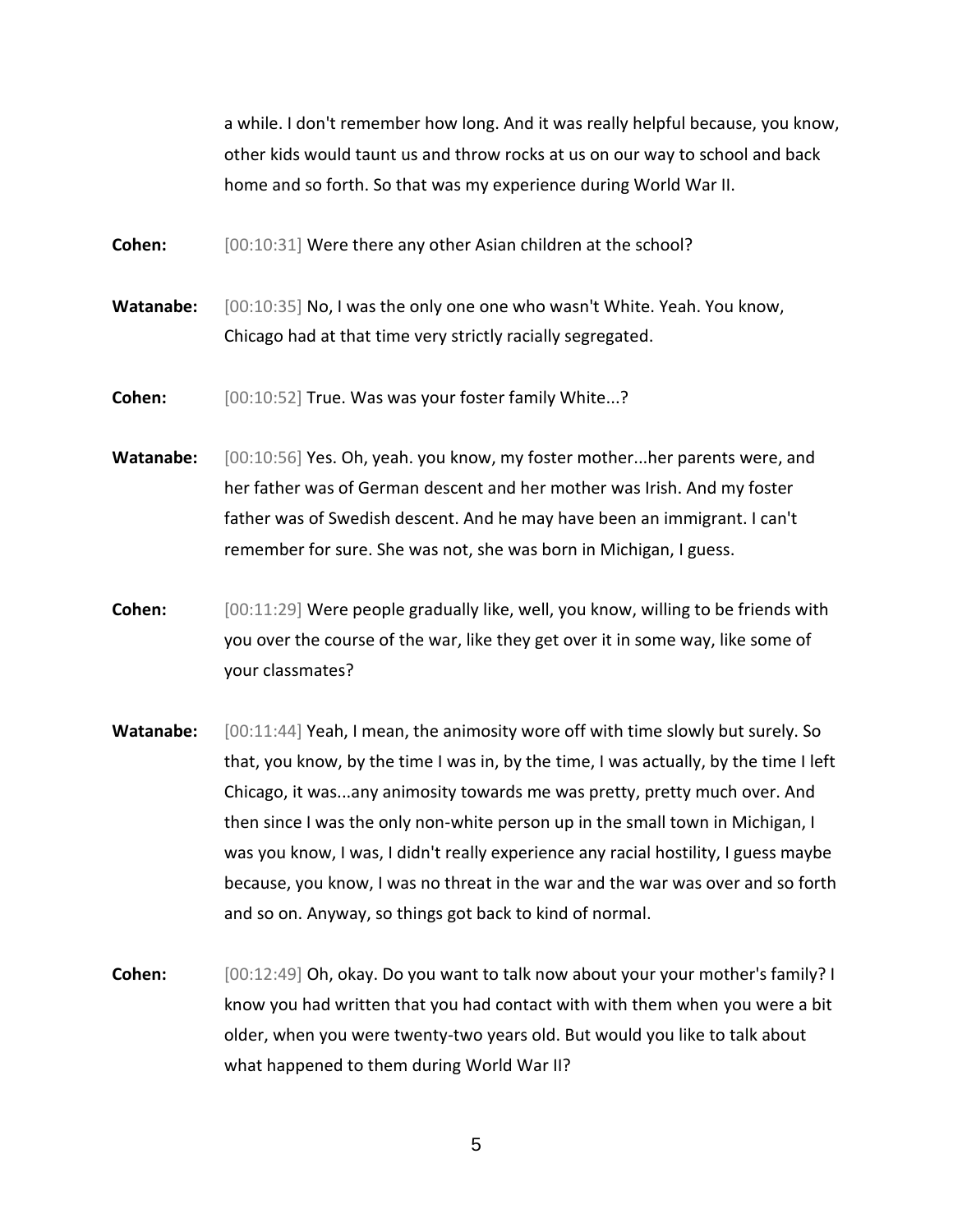a while. I don't remember how long. And it was really helpful because, you know, other kids would taunt us and throw rocks at us on our way to school and back home and so forth. So that was my experience during World War II.

**Cohen:** [00:10:31] Were there any other Asian children at the school?

**Watanabe:** [00:10:35] No, I was the only one one who wasn't White. Yeah. You know, Chicago had at that time very strictly racially segregated.

**Cohen:** [00:10:52] True. Was was your foster family White...?

**Watanabe:** [00:10:56] Yes. Oh, yeah. you know, my foster mother...her parents were, and her father was of German descent and her mother was Irish. And my foster father was of Swedish descent. And he may have been an immigrant. I can't remember for sure. She was not, she was born in Michigan, I guess.

**Cohen:** [00:11:29] Were people gradually like, well, you know, willing to be friends with you over the course of the war, like they get over it in some way, like some of your classmates?

**Watanabe:** [00:11:44] Yeah, I mean, the animosity wore off with time slowly but surely. So that, you know, by the time I was in, by the time, I was actually, by the time I left Chicago, it was...any animosity towards me was pretty, pretty much over. And then since I was the only non-white person up in the small town in Michigan, I was you know, I was, I didn't really experience any racial hostility, I guess maybe because, you know, I was no threat in the war and the war was over and so forth and so on. Anyway, so things got back to kind of normal.

**Cohen:** [00:12:49] Oh, okay. Do you want to talk now about your your mother's family? I know you had written that you had contact with with them when you were a bit older, when you were twenty-two years old. But would you like to talk about what happened to them during World War II?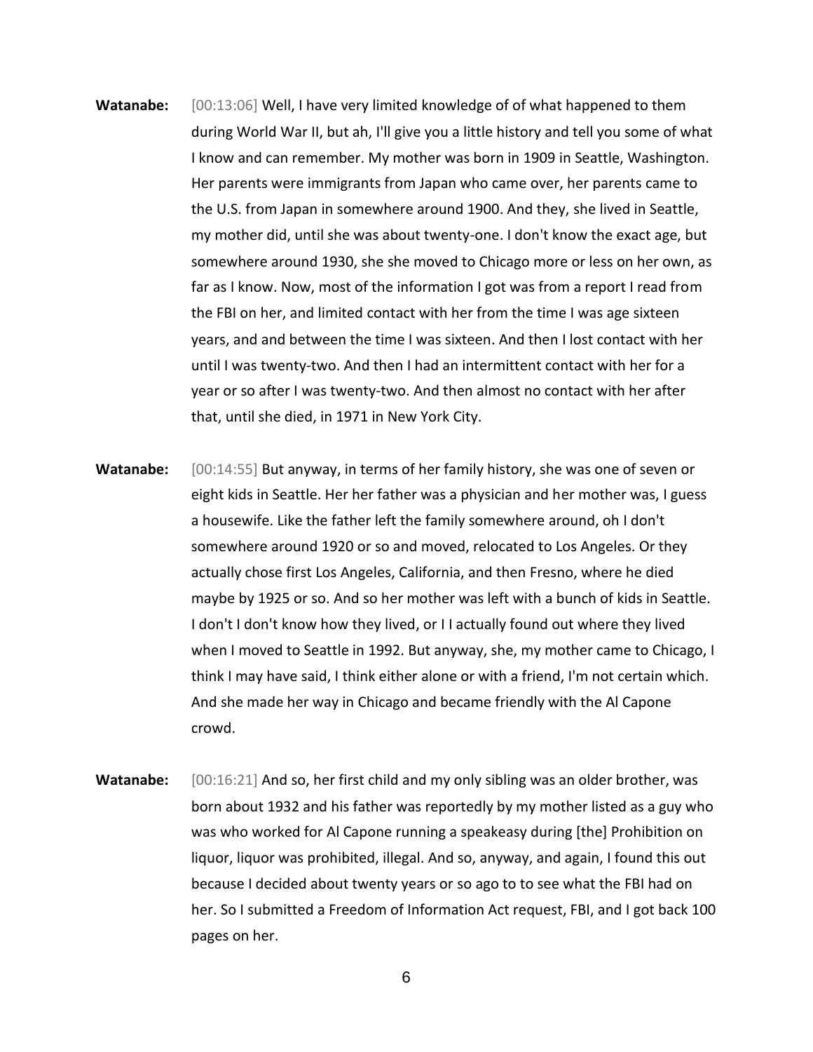**Watanabe:** [00:13:06] Well, I have very limited knowledge of of what happened to them during World War II, but ah, I'll give you a little history and tell you some of what I know and can remember. My mother was born in 1909 in Seattle, Washington. Her parents were immigrants from Japan who came over, her parents came to the U.S. from Japan in somewhere around 1900. And they, she lived in Seattle, my mother did, until she was about twenty-one. I don't know the exact age, but somewhere around 1930, she she moved to Chicago more or less on her own, as far as I know. Now, most of the information I got was from a report I read from the FBI on her, and limited contact with her from the time I was age sixteen years, and and between the time I was sixteen. And then I lost contact with her until I was twenty-two. And then I had an intermittent contact with her for a year or so after I was twenty-two. And then almost no contact with her after that, until she died, in 1971 in New York City.

**Watanabe:** [00:14:55] But anyway, in terms of her family history, she was one of seven or eight kids in Seattle. Her her father was a physician and her mother was, I guess a housewife. Like the father left the family somewhere around, oh I don't somewhere around 1920 or so and moved, relocated to Los Angeles. Or they actually chose first Los Angeles, California, and then Fresno, where he died maybe by 1925 or so. And so her mother was left with a bunch of kids in Seattle. I don't I don't know how they lived, or I I actually found out where they lived when I moved to Seattle in 1992. But anyway, she, my mother came to Chicago, I think I may have said, I think either alone or with a friend, I'm not certain which. And she made her way in Chicago and became friendly with the Al Capone crowd.

**Watanabe:** [00:16:21] And so, her first child and my only sibling was an older brother, was born about 1932 and his father was reportedly by my mother listed as a guy who was who worked for Al Capone running a speakeasy during [the] Prohibition on liquor, liquor was prohibited, illegal. And so, anyway, and again, I found this out because I decided about twenty years or so ago to to see what the FBI had on her. So I submitted a Freedom of Information Act request, FBI, and I got back 100 pages on her.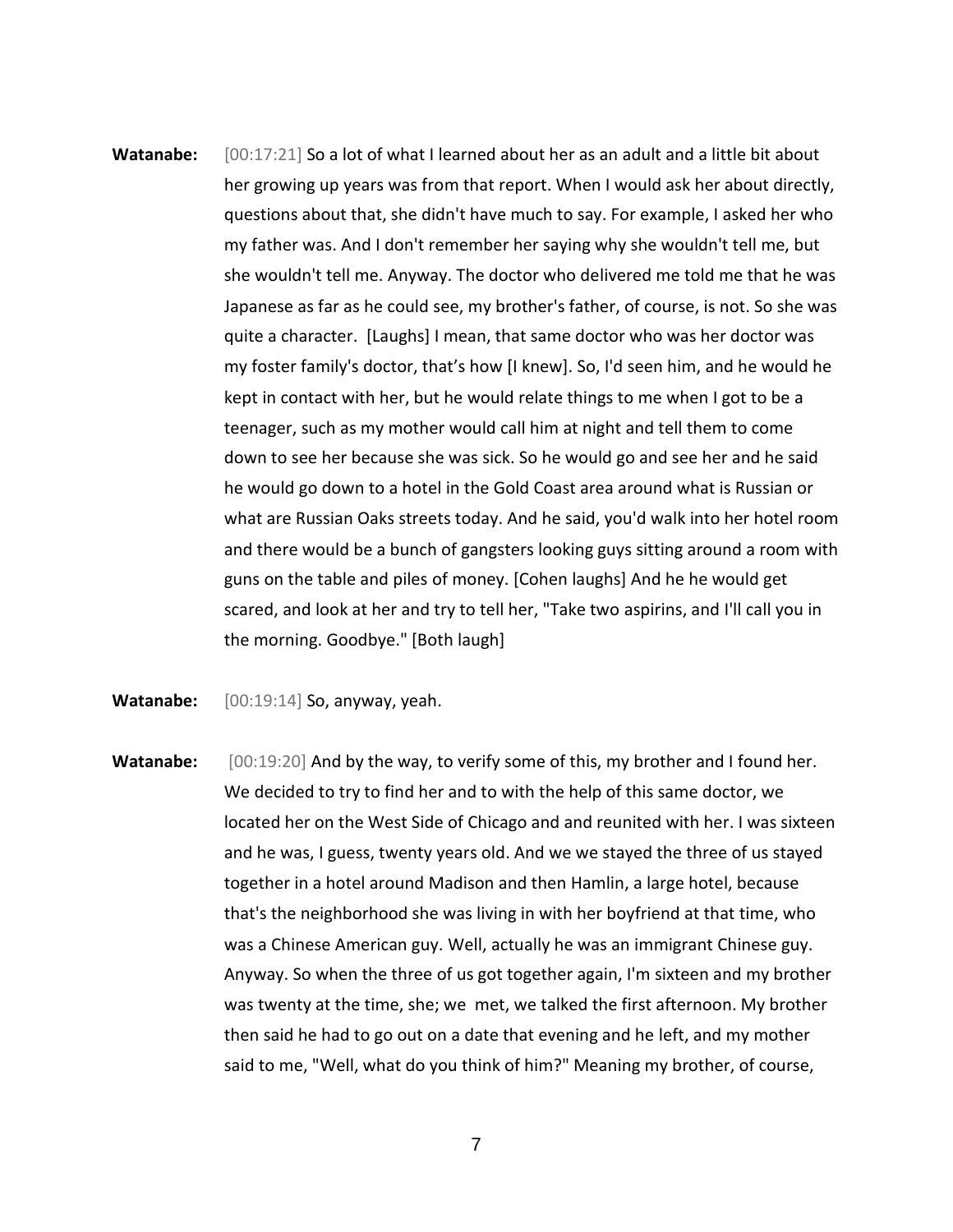**Watanabe:** [00:17:21] So a lot of what I learned about her as an adult and a little bit about her growing up years was from that report. When I would ask her about directly, questions about that, she didn't have much to say. For example, I asked her who my father was. And I don't remember her saying why she wouldn't tell me, but she wouldn't tell me. Anyway. The doctor who delivered me told me that he was Japanese as far as he could see, my brother's father, of course, is not. So she was quite a character. [Laughs] I mean, that same doctor who was her doctor was my foster family's doctor, that's how [I knew]. So, I'd seen him, and he would he kept in contact with her, but he would relate things to me when I got to be a teenager, such as my mother would call him at night and tell them to come down to see her because she was sick. So he would go and see her and he said he would go down to a hotel in the Gold Coast area around what is Russian or what are Russian Oaks streets today. And he said, you'd walk into her hotel room and there would be a bunch of gangsters looking guys sitting around a room with guns on the table and piles of money. [Cohen laughs] And he he would get scared, and look at her and try to tell her, "Take two aspirins, and I'll call you in the morning. Goodbye." [Both laugh]

**Watanabe:** [00:19:14] So, anyway, yeah.

**Watanabe:** [00:19:20] And by the way, to verify some of this, my brother and I found her. We decided to try to find her and to with the help of this same doctor, we located her on the West Side of Chicago and and reunited with her. I was sixteen and he was, I guess, twenty years old. And we we stayed the three of us stayed together in a hotel around Madison and then Hamlin, a large hotel, because that's the neighborhood she was living in with her boyfriend at that time, who was a Chinese American guy. Well, actually he was an immigrant Chinese guy. Anyway. So when the three of us got together again, I'm sixteen and my brother was twenty at the time, she; we met, we talked the first afternoon. My brother then said he had to go out on a date that evening and he left, and my mother said to me, "Well, what do you think of him?" Meaning my brother, of course,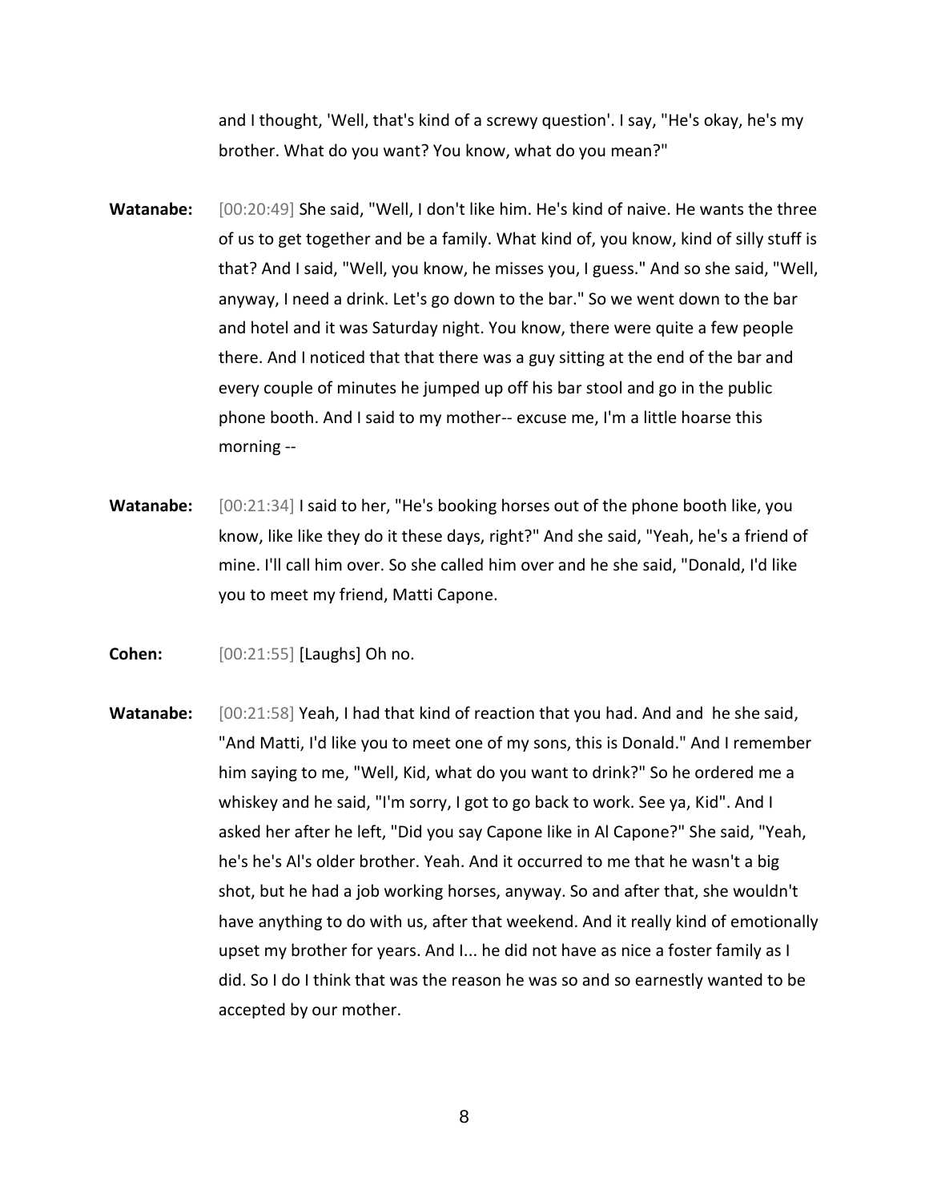and I thought, 'Well, that's kind of a screwy question'. I say, "He's okay, he's my brother. What do you want? You know, what do you mean?"

**Watanabe:** [00:20:49] She said, "Well, I don't like him. He's kind of naive. He wants the three of us to get together and be a family. What kind of, you know, kind of silly stuff is that? And I said, "Well, you know, he misses you, I guess." And so she said, "Well, anyway, I need a drink. Let's go down to the bar." So we went down to the bar and hotel and it was Saturday night. You know, there were quite a few people there. And I noticed that that there was a guy sitting at the end of the bar and every couple of minutes he jumped up off his bar stool and go in the public phone booth. And I said to my mother-- excuse me, I'm a little hoarse this morning --

**Watanabe:** [00:21:34] I said to her, "He's booking horses out of the phone booth like, you know, like like they do it these days, right?" And she said, "Yeah, he's a friend of mine. I'll call him over. So she called him over and he she said, "Donald, I'd like you to meet my friend, Matti Capone.

**Cohen:** [00:21:55] [Laughs] Oh no.

**Watanabe:** [00:21:58] Yeah, I had that kind of reaction that you had. And and he she said, "And Matti, I'd like you to meet one of my sons, this is Donald." And I remember him saying to me, "Well, Kid, what do you want to drink?" So he ordered me a whiskey and he said, "I'm sorry, I got to go back to work. See ya, Kid". And I asked her after he left, "Did you say Capone like in Al Capone?" She said, "Yeah, he's he's Al's older brother. Yeah. And it occurred to me that he wasn't a big shot, but he had a job working horses, anyway. So and after that, she wouldn't have anything to do with us, after that weekend. And it really kind of emotionally upset my brother for years. And I... he did not have as nice a foster family as I did. So I do I think that was the reason he was so and so earnestly wanted to be accepted by our mother.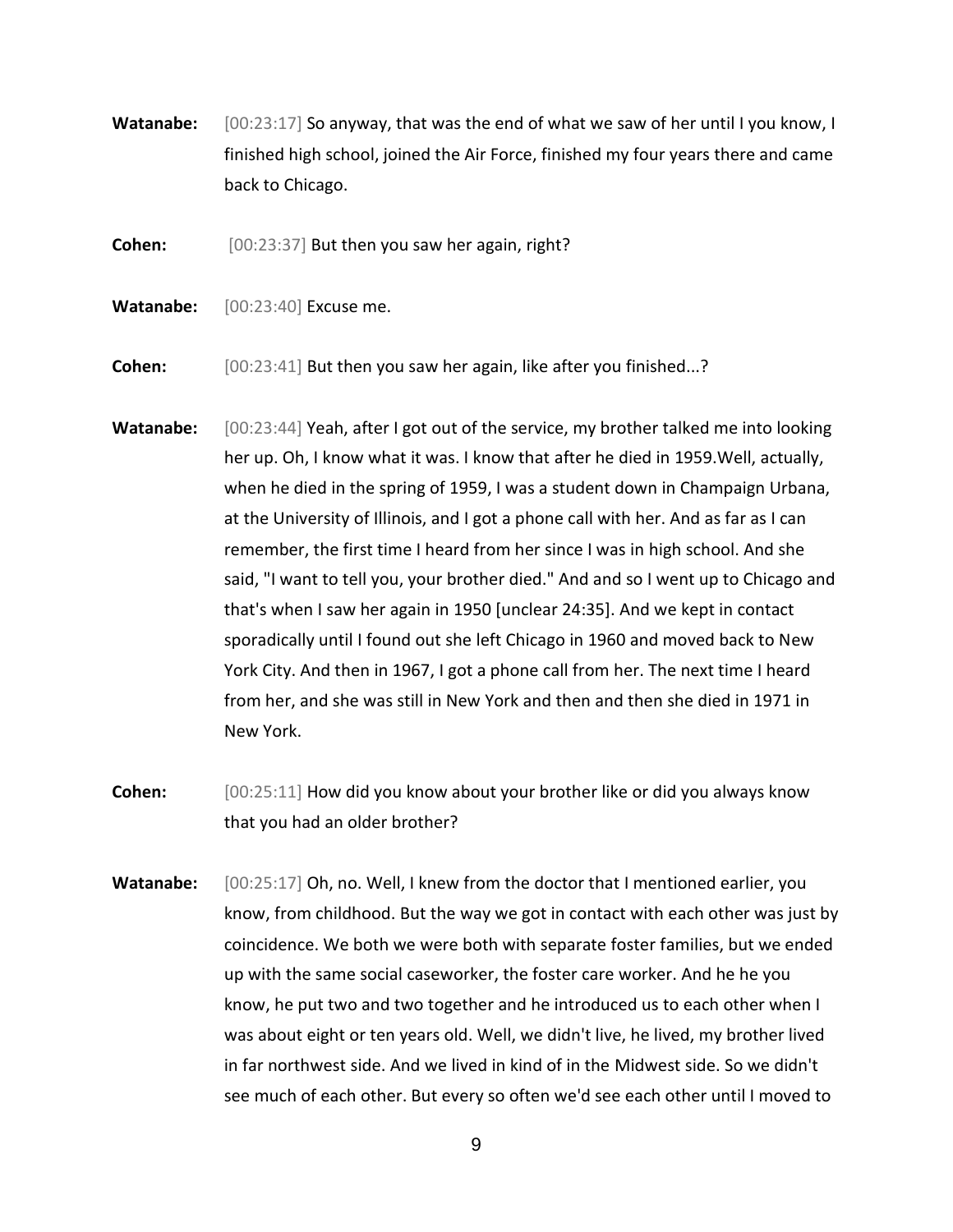**Watanabe:** [00:23:17] So anyway, that was the end of what we saw of her until I you know, I finished high school, joined the Air Force, finished my four years there and came back to Chicago.

**Cohen:** [00:23:37] But then you saw her again, right?

**Watanabe:** [00:23:40] Excuse me.

**Cohen:** [00:23:41] But then you saw her again, like after you finished...?

**Watanabe:** [00:23:44] Yeah, after I got out of the service, my brother talked me into looking her up. Oh, I know what it was. I know that after he died in 1959.Well, actually, when he died in the spring of 1959, I was a student down in Champaign Urbana, at the University of Illinois, and I got a phone call with her. And as far as I can remember, the first time I heard from her since I was in high school. And she said, "I want to tell you, your brother died." And and so I went up to Chicago and that's when I saw her again in 1950 [unclear 24:35]. And we kept in contact sporadically until I found out she left Chicago in 1960 and moved back to New York City. And then in 1967, I got a phone call from her. The next time I heard from her, and she was still in New York and then and then she died in 1971 in New York.

**Cohen:** [00:25:11] How did you know about your brother like or did you always know that you had an older brother?

**Watanabe:** [00:25:17] Oh, no. Well, I knew from the doctor that I mentioned earlier, you know, from childhood. But the way we got in contact with each other was just by coincidence. We both we were both with separate foster families, but we ended up with the same social caseworker, the foster care worker. And he he you know, he put two and two together and he introduced us to each other when I was about eight or ten years old. Well, we didn't live, he lived, my brother lived in far northwest side. And we lived in kind of in the Midwest side. So we didn't see much of each other. But every so often we'd see each other until I moved to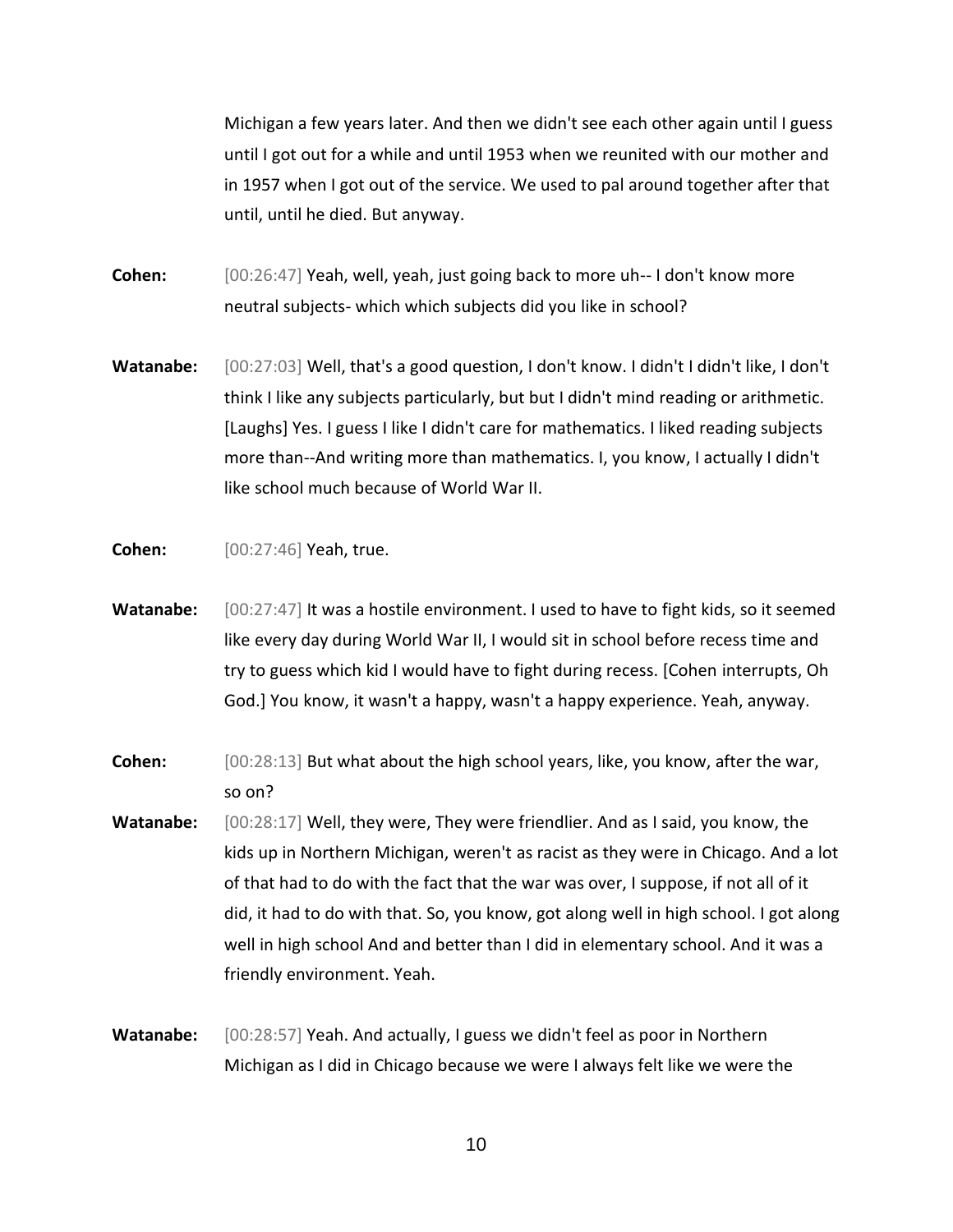Michigan a few years later. And then we didn't see each other again until I guess until I got out for a while and until 1953 when we reunited with our mother and in 1957 when I got out of the service. We used to pal around together after that until, until he died. But anyway.

**Cohen:** [00:26:47] Yeah, well, yeah, just going back to more uh-- I don't know more neutral subjects- which which subjects did you like in school?

**Watanabe:** [00:27:03] Well, that's a good question, I don't know. I didn't I didn't like, I don't think I like any subjects particularly, but but I didn't mind reading or arithmetic. [Laughs] Yes. I guess I like I didn't care for mathematics. I liked reading subjects more than--And writing more than mathematics. I, you know, I actually I didn't like school much because of World War II.

**Cohen:** [00:27:46] Yeah, true.

**Watanabe:** [00:27:47] It was a hostile environment. I used to have to fight kids, so it seemed like every day during World War II, I would sit in school before recess time and try to guess which kid I would have to fight during recess. [Cohen interrupts, Oh God.] You know, it wasn't a happy, wasn't a happy experience. Yeah, anyway.

**Cohen:** [00:28:13] But what about the high school years, like, you know, after the war, so on?

**Watanabe:** [00:28:17] Well, they were, They were friendlier. And as I said, you know, the kids up in Northern Michigan, weren't as racist as they were in Chicago. And a lot of that had to do with the fact that the war was over, I suppose, if not all of it did, it had to do with that. So, you know, got along well in high school. I got along well in high school And and better than I did in elementary school. And it was a friendly environment. Yeah.

**Watanabe:** [00:28:57] Yeah. And actually, I guess we didn't feel as poor in Northern Michigan as I did in Chicago because we were I always felt like we were the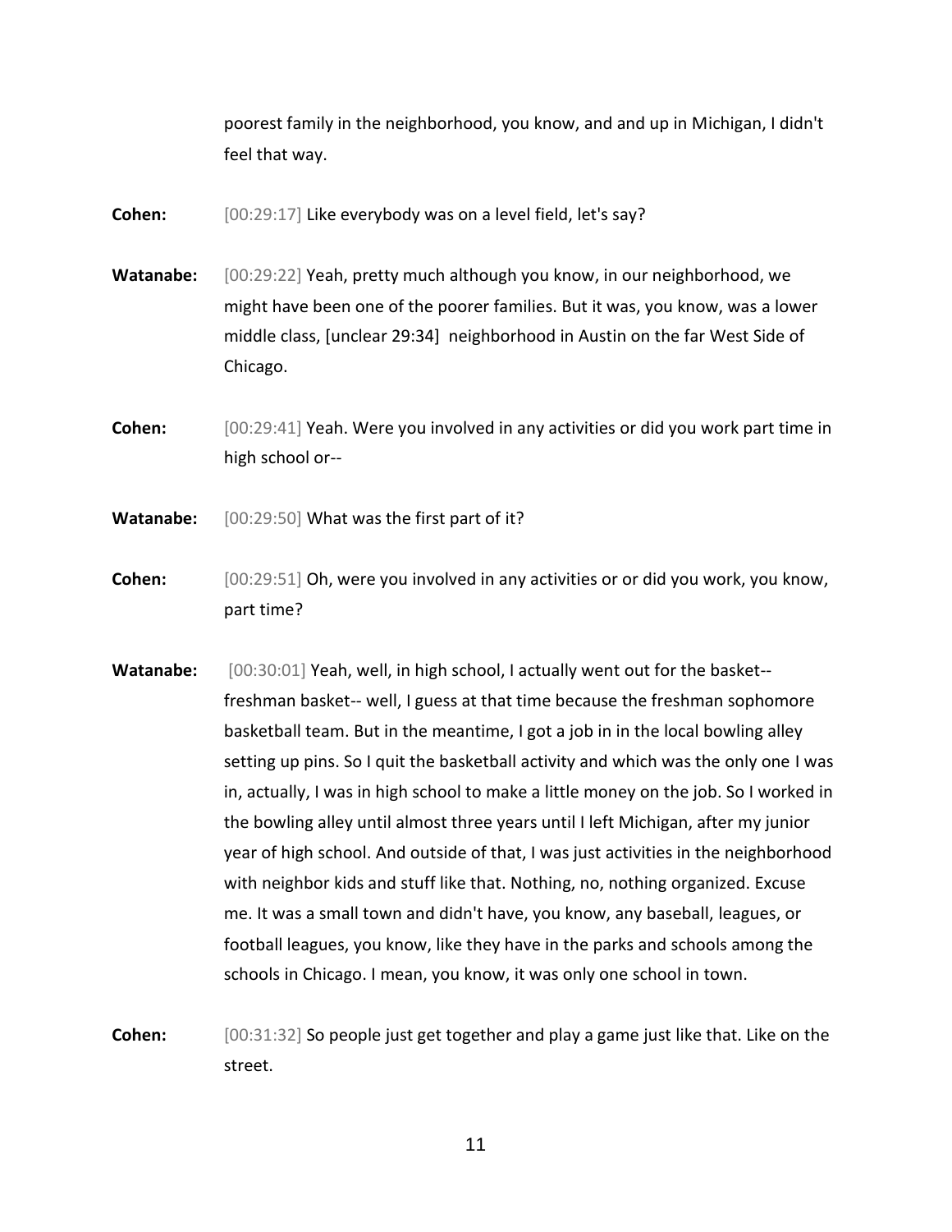poorest family in the neighborhood, you know, and and up in Michigan, I didn't feel that way.

**Cohen:** [00:29:17] Like everybody was on a level field, let's say?

**Watanabe:** [00:29:22] Yeah, pretty much although you know, in our neighborhood, we might have been one of the poorer families. But it was, you know, was a lower middle class, [unclear 29:34] neighborhood in Austin on the far West Side of Chicago.

**Cohen:** [00:29:41] Yeah. Were you involved in any activities or did you work part time in high school or--

**Watanabe:** [00:29:50] What was the first part of it?

**Cohen:** [00:29:51] Oh, were you involved in any activities or or did you work, you know, part time?

**Watanabe:** [00:30:01] Yeah, well, in high school, I actually went out for the basket-- freshman basket-- well, I guess at that time because the freshman sophomore basketball team. But in the meantime, I got a job in in the local bowling alley setting up pins. So I quit the basketball activity and which was the only one I was in, actually, I was in high school to make a little money on the job. So I worked in the bowling alley until almost three years until I left Michigan, after my junior year of high school. And outside of that, I was just activities in the neighborhood with neighbor kids and stuff like that. Nothing, no, nothing organized. Excuse me. It was a small town and didn't have, you know, any baseball, leagues, or football leagues, you know, like they have in the parks and schools among the schools in Chicago. I mean, you know, it was only one school in town.

**Cohen:** [00:31:32] So people just get together and play a game just like that. Like on the street.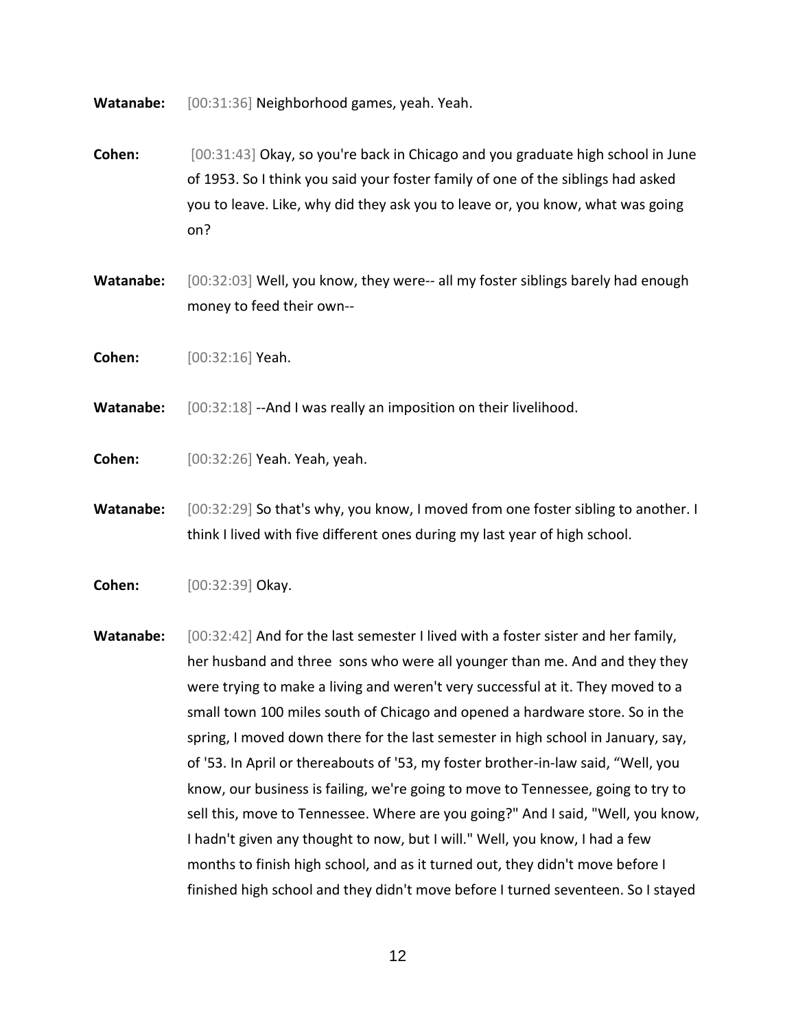**Watanabe:** [00:31:36] Neighborhood games, yeah. Yeah.

**Cohen:** [00:31:43] Okay, so you're back in Chicago and you graduate high school in June of 1953. So I think you said your foster family of one of the siblings had asked you to leave. Like, why did they ask you to leave or, you know, what was going on?

**Watanabe:** [00:32:03] Well, you know, they were-- all my foster siblings barely had enough money to feed their own--

**Cohen:** [00:32:16] Yeah.

**Watanabe:** [00:32:18] --And I was really an imposition on their livelihood.

**Cohen:** [00:32:26] Yeah. Yeah, yeah.

**Watanabe:** [00:32:29] So that's why, you know, I moved from one foster sibling to another. I think I lived with five different ones during my last year of high school.

**Cohen:** [00:32:39] Okay.

**Watanabe:** [00:32:42] And for the last semester I lived with a foster sister and her family, her husband and three sons who were all younger than me. And and they they were trying to make a living and weren't very successful at it. They moved to a small town 100 miles south of Chicago and opened a hardware store. So in the spring, I moved down there for the last semester in high school in January, say, of '53. In April or thereabouts of '53, my foster brother-in-law said, "Well, you know, our business is failing, we're going to move to Tennessee, going to try to sell this, move to Tennessee. Where are you going?" And I said, "Well, you know, I hadn't given any thought to now, but I will." Well, you know, I had a few months to finish high school, and as it turned out, they didn't move before I finished high school and they didn't move before I turned seventeen. So I stayed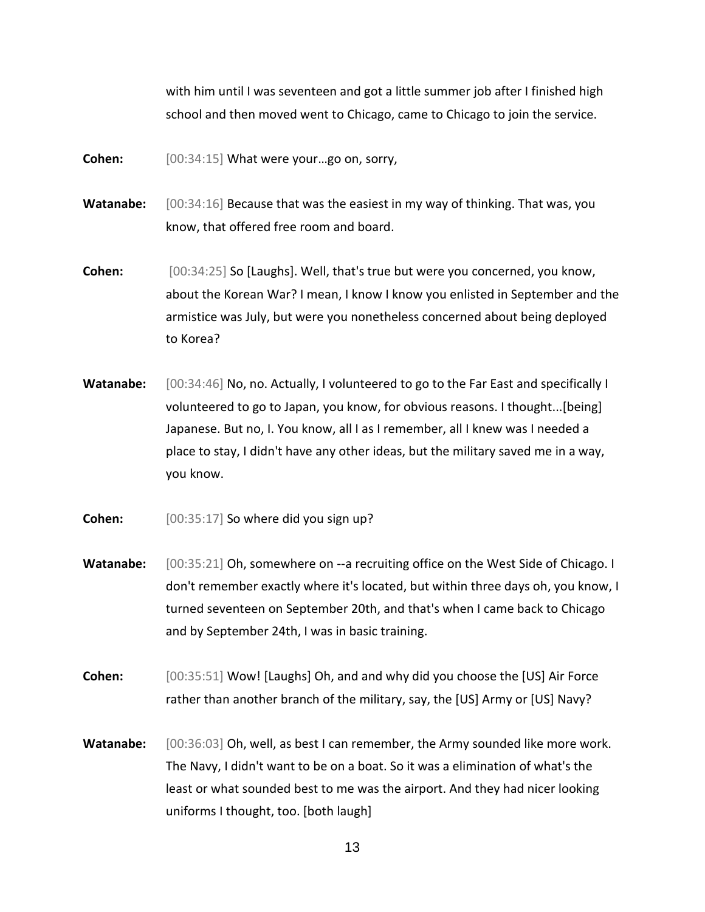with him until I was seventeen and got a little summer job after I finished high school and then moved went to Chicago, came to Chicago to join the service.

**Cohen:** [00:34:15] What were your…go on, sorry,

**Watanabe:** [00:34:16] Because that was the easiest in my way of thinking. That was, you know, that offered free room and board.

**Cohen:** [00:34:25] So [Laughs]. Well, that's true but were you concerned, you know, about the Korean War? I mean, I know I know you enlisted in September and the armistice was July, but were you nonetheless concerned about being deployed to Korea?

**Watanabe:** [00:34:46] No, no. Actually, I volunteered to go to the Far East and specifically I volunteered to go to Japan, you know, for obvious reasons. I thought...[being] Japanese. But no, I. You know, all I as I remember, all I knew was I needed a place to stay, I didn't have any other ideas, but the military saved me in a way, you know.

**Cohen:** [00:35:17] So where did you sign up?

**Watanabe:** [00:35:21] Oh, somewhere on --a recruiting office on the West Side of Chicago. I don't remember exactly where it's located, but within three days oh, you know, I turned seventeen on September 20th, and that's when I came back to Chicago and by September 24th, I was in basic training.

**Cohen:** [00:35:51] Wow! [Laughs] Oh, and and why did you choose the [US] Air Force rather than another branch of the military, say, the [US] Army or [US] Navy?

**Watanabe:** [00:36:03] Oh, well, as best I can remember, the Army sounded like more work. The Navy, I didn't want to be on a boat. So it was a elimination of what's the least or what sounded best to me was the airport. And they had nicer looking uniforms I thought, too. [both laugh]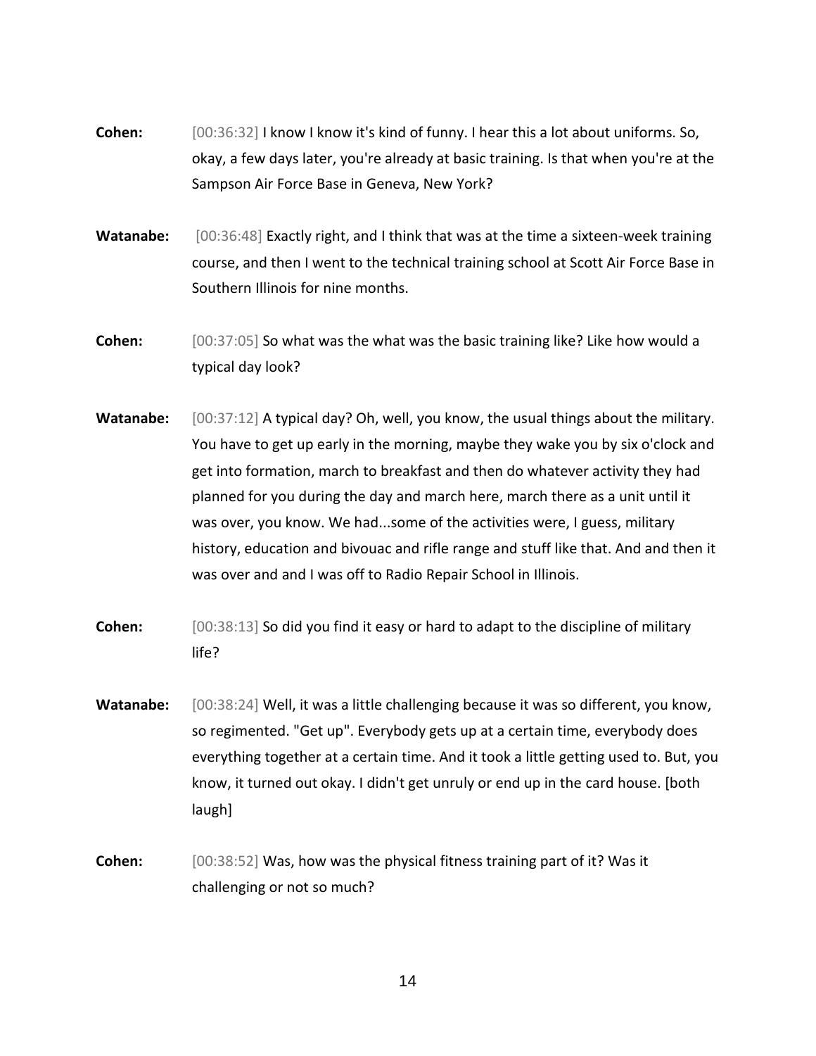**Cohen:** [00:36:32] I know I know it's kind of funny. I hear this a lot about uniforms. So, okay, a few days later, you're already at basic training. Is that when you're at the Sampson Air Force Base in Geneva, New York?

**Watanabe:** [00:36:48] Exactly right, and I think that was at the time a sixteen-week training course, and then I went to the technical training school at Scott Air Force Base in Southern Illinois for nine months.

**Cohen:** [00:37:05] So what was the what was the basic training like? Like how would a typical day look?

**Watanabe:** [00:37:12] A typical day? Oh, well, you know, the usual things about the military. You have to get up early in the morning, maybe they wake you by six o'clock and get into formation, march to breakfast and then do whatever activity they had planned for you during the day and march here, march there as a unit until it was over, you know. We had...some of the activities were, I guess, military history, education and bivouac and rifle range and stuff like that. And and then it was over and and I was off to Radio Repair School in Illinois.

**Cohen:** [00:38:13] So did you find it easy or hard to adapt to the discipline of military life?

**Watanabe:** [00:38:24] Well, it was a little challenging because it was so different, you know, so regimented. "Get up". Everybody gets up at a certain time, everybody does everything together at a certain time. And it took a little getting used to. But, you know, it turned out okay. I didn't get unruly or end up in the card house. [both laugh]

**Cohen:** [00:38:52] Was, how was the physical fitness training part of it? Was it challenging or not so much?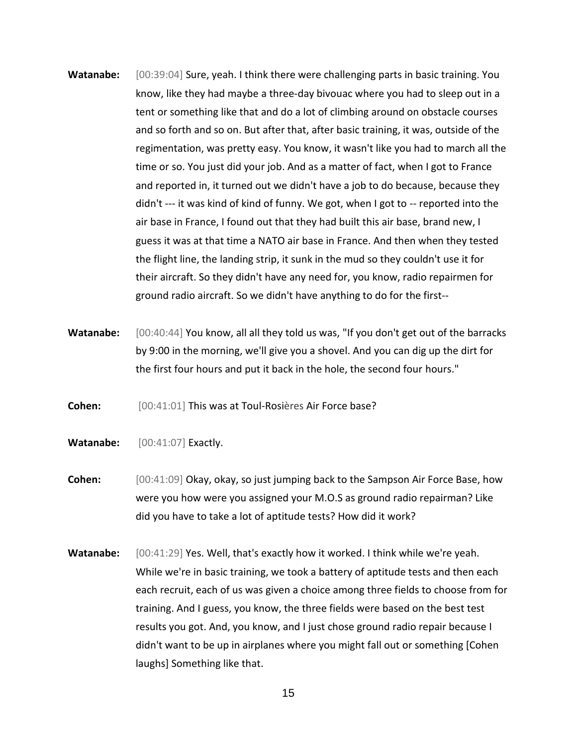**Watanabe:** [00:39:04] Sure, yeah. I think there were challenging parts in basic training. You know, like they had maybe a three-day bivouac where you had to sleep out in a tent or something like that and do a lot of climbing around on obstacle courses and so forth and so on. But after that, after basic training, it was, outside of the regimentation, was pretty easy. You know, it wasn't like you had to march all the time or so. You just did your job. And as a matter of fact, when I got to France and reported in, it turned out we didn't have a job to do because, because they didn't --- it was kind of kind of funny. We got, when I got to -- reported into the air base in France, I found out that they had built this air base, brand new, I guess it was at that time a NATO air base in France. And then when they tested the flight line, the landing strip, it sunk in the mud so they couldn't use it for their aircraft. So they didn't have any need for, you know, radio repairmen for ground radio aircraft. So we didn't have anything to do for the first--

**Watanabe:** [00:40:44] You know, all all they told us was, "If you don't get out of the barracks by 9:00 in the morning, we'll give you a shovel. And you can dig up the dirt for the first four hours and put it back in the hole, the second four hours."

**Cohen:** [00:41:01] This was at Toul-Rosières Air Force base?

**Watanabe:** [00:41:07] Exactly.

**Cohen:** [00:41:09] Okay, okay, so just jumping back to the Sampson Air Force Base, how were you how were you assigned your M.O.S as ground radio repairman? Like did you have to take a lot of aptitude tests? How did it work?

**Watanabe:** [00:41:29] Yes. Well, that's exactly how it worked. I think while we're yeah. While we're in basic training, we took a battery of aptitude tests and then each each recruit, each of us was given a choice among three fields to choose from for training. And I guess, you know, the three fields were based on the best test results you got. And, you know, and I just chose ground radio repair because I didn't want to be up in airplanes where you might fall out or something [Cohen laughs] Something like that.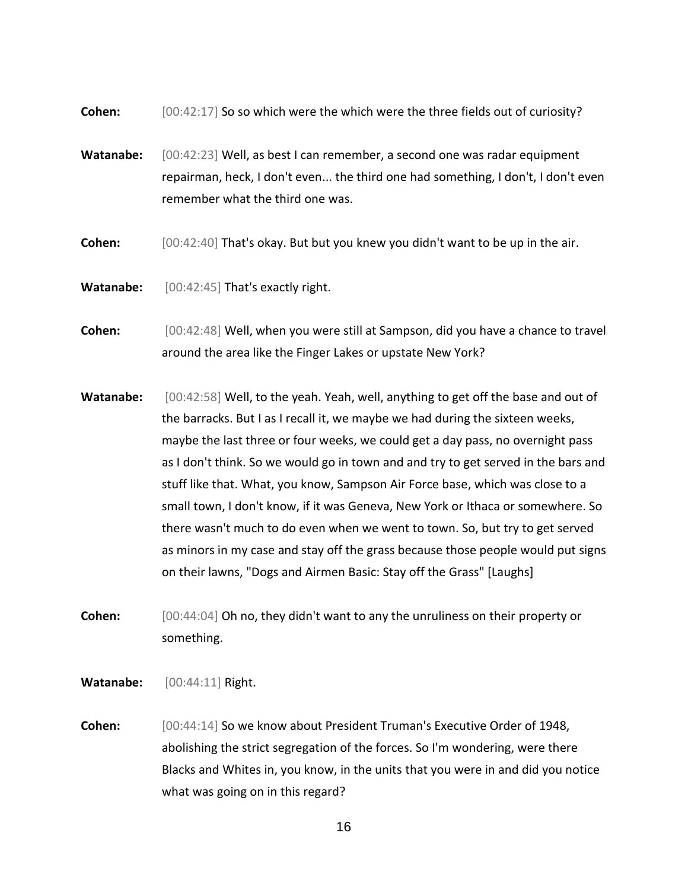**Cohen:** [00:42:17] So so which were the which were the three fields out of curiosity?

**Watanabe:** [00:42:23] Well, as best I can remember, a second one was radar equipment repairman, heck, I don't even... the third one had something, I don't, I don't even remember what the third one was.

**Cohen:** [00:42:40] That's okay. But but you knew you didn't want to be up in the air.

**Watanabe:** [00:42:45] That's exactly right.

**Cohen:** [00:42:48] Well, when you were still at Sampson, did you have a chance to travel around the area like the Finger Lakes or upstate New York?

**Watanabe:** [00:42:58] Well, to the yeah. Yeah, well, anything to get off the base and out of the barracks. But I as I recall it, we maybe we had during the sixteen weeks, maybe the last three or four weeks, we could get a day pass, no overnight pass as I don't think. So we would go in town and and try to get served in the bars and stuff like that. What, you know, Sampson Air Force base, which was close to a small town, I don't know, if it was Geneva, New York or Ithaca or somewhere. So there wasn't much to do even when we went to town. So, but try to get served as minors in my case and stay off the grass because those people would put signs on their lawns, "Dogs and Airmen Basic: Stay off the Grass" [Laughs]

**Cohen:** [00:44:04] Oh no, they didn't want to any the unruliness on their property or something.

**Watanabe:** [00:44:11] Right.

**Cohen:** [00:44:14] So we know about President Truman's Executive Order of 1948, abolishing the strict segregation of the forces. So I'm wondering, were there Blacks and Whites in, you know, in the units that you were in and did you notice what was going on in this regard?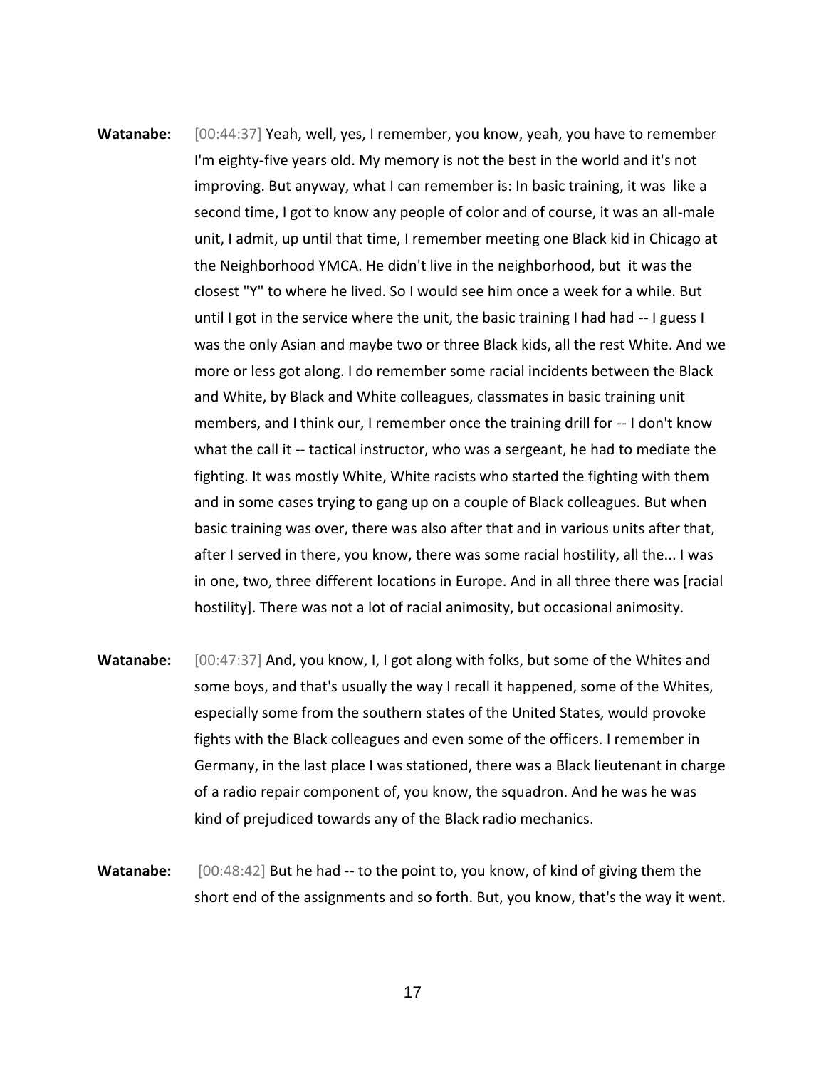**Watanabe:** [00:44:37] Yeah, well, yes, I remember, you know, yeah, you have to remember I'm eighty-five years old. My memory is not the best in the world and it's not improving. But anyway, what I can remember is: In basic training, it was like a second time, I got to know any people of color and of course, it was an all-male unit, I admit, up until that time, I remember meeting one Black kid in Chicago at the Neighborhood YMCA. He didn't live in the neighborhood, but it was the closest "Y" to where he lived. So I would see him once a week for a while. But until I got in the service where the unit, the basic training I had had -- I guess I was the only Asian and maybe two or three Black kids, all the rest White. And we more or less got along. I do remember some racial incidents between the Black and White, by Black and White colleagues, classmates in basic training unit members, and I think our, I remember once the training drill for -- I don't know what the call it -- tactical instructor, who was a sergeant, he had to mediate the fighting. It was mostly White, White racists who started the fighting with them and in some cases trying to gang up on a couple of Black colleagues. But when basic training was over, there was also after that and in various units after that, after I served in there, you know, there was some racial hostility, all the... I was in one, two, three different locations in Europe. And in all three there was [racial hostility]. There was not a lot of racial animosity, but occasional animosity.

**Watanabe:** [00:47:37] And, you know, I, I got along with folks, but some of the Whites and some boys, and that's usually the way I recall it happened, some of the Whites, especially some from the southern states of the United States, would provoke fights with the Black colleagues and even some of the officers. I remember in Germany, in the last place I was stationed, there was a Black lieutenant in charge of a radio repair component of, you know, the squadron. And he was he was kind of prejudiced towards any of the Black radio mechanics.

**Watanabe:** [00:48:42] But he had -- to the point to, you know, of kind of giving them the short end of the assignments and so forth. But, you know, that's the way it went.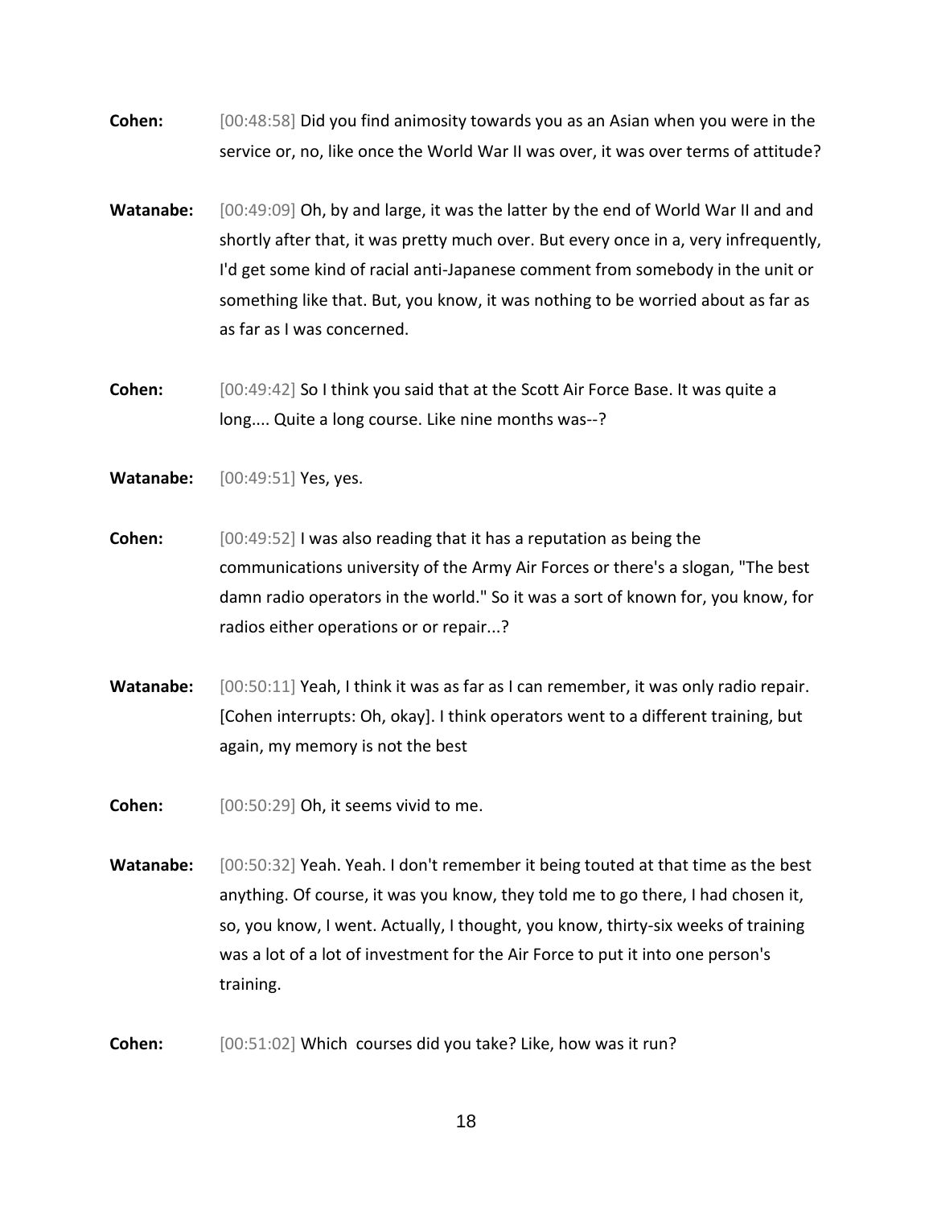**Cohen:** [00:48:58] Did you find animosity towards you as an Asian when you were in the service or, no, like once the World War II was over, it was over terms of attitude?

**Watanabe:** [00:49:09] Oh, by and large, it was the latter by the end of World War II and and shortly after that, it was pretty much over. But every once in a, very infrequently, I'd get some kind of racial anti-Japanese comment from somebody in the unit or something like that. But, you know, it was nothing to be worried about as far as as far as I was concerned.

**Cohen:** [00:49:42] So I think you said that at the Scott Air Force Base. It was quite a long.... Quite a long course. Like nine months was--?

**Watanabe:** [00:49:51] Yes, yes.

**Cohen:** [00:49:52] I was also reading that it has a reputation as being the communications university of the Army Air Forces or there's a slogan, "The best damn radio operators in the world." So it was a sort of known for, you know, for radios either operations or or repair...?

**Watanabe:** [00:50:11] Yeah, I think it was as far as I can remember, it was only radio repair. [Cohen interrupts: Oh, okay]. I think operators went to a different training, but again, my memory is not the best

**Cohen:** [00:50:29] Oh, it seems vivid to me.

**Watanabe:** [00:50:32] Yeah. Yeah. I don't remember it being touted at that time as the best anything. Of course, it was you know, they told me to go there, I had chosen it, so, you know, I went. Actually, I thought, you know, thirty-six weeks of training was a lot of a lot of investment for the Air Force to put it into one person's training.

**Cohen:** [00:51:02] Which courses did you take? Like, how was it run?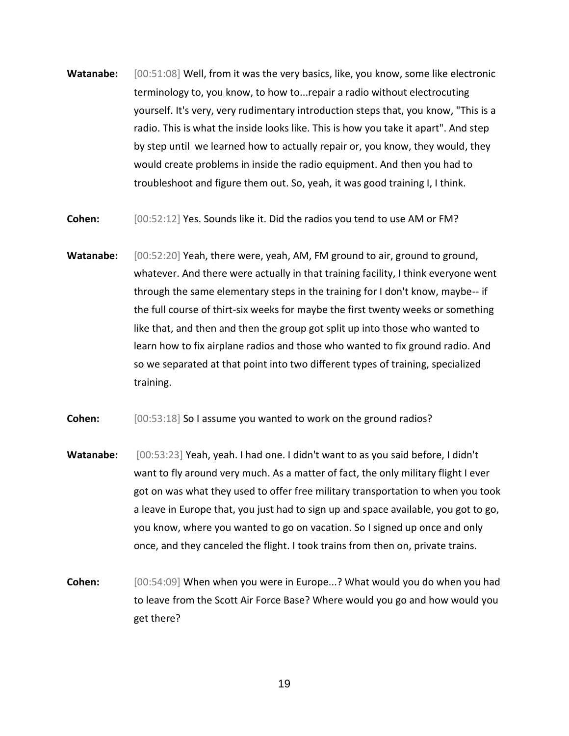**Watanabe:** [00:51:08] Well, from it was the very basics, like, you know, some like electronic terminology to, you know, to how to...repair a radio without electrocuting yourself. It's very, very rudimentary introduction steps that, you know, "This is a radio. This is what the inside looks like. This is how you take it apart". And step by step until we learned how to actually repair or, you know, they would, they would create problems in inside the radio equipment. And then you had to troubleshoot and figure them out. So, yeah, it was good training I, I think.

**Cohen:** [00:52:12] Yes. Sounds like it. Did the radios you tend to use AM or FM?

**Watanabe:** [00:52:20] Yeah, there were, yeah, AM, FM ground to air, ground to ground, whatever. And there were actually in that training facility, I think everyone went through the same elementary steps in the training for I don't know, maybe-- if the full course of thirt-six weeks for maybe the first twenty weeks or something like that, and then and then the group got split up into those who wanted to learn how to fix airplane radios and those who wanted to fix ground radio. And so we separated at that point into two different types of training, specialized training.

**Cohen:** [00:53:18] So I assume you wanted to work on the ground radios?

**Watanabe:** [00:53:23] Yeah, yeah. I had one. I didn't want to as you said before, I didn't want to fly around very much. As a matter of fact, the only military flight I ever got on was what they used to offer free military transportation to when you took a leave in Europe that, you just had to sign up and space available, you got to go, you know, where you wanted to go on vacation. So I signed up once and only once, and they canceled the flight. I took trains from then on, private trains.

**Cohen:** [00:54:09] When when you were in Europe...? What would you do when you had to leave from the Scott Air Force Base? Where would you go and how would you get there?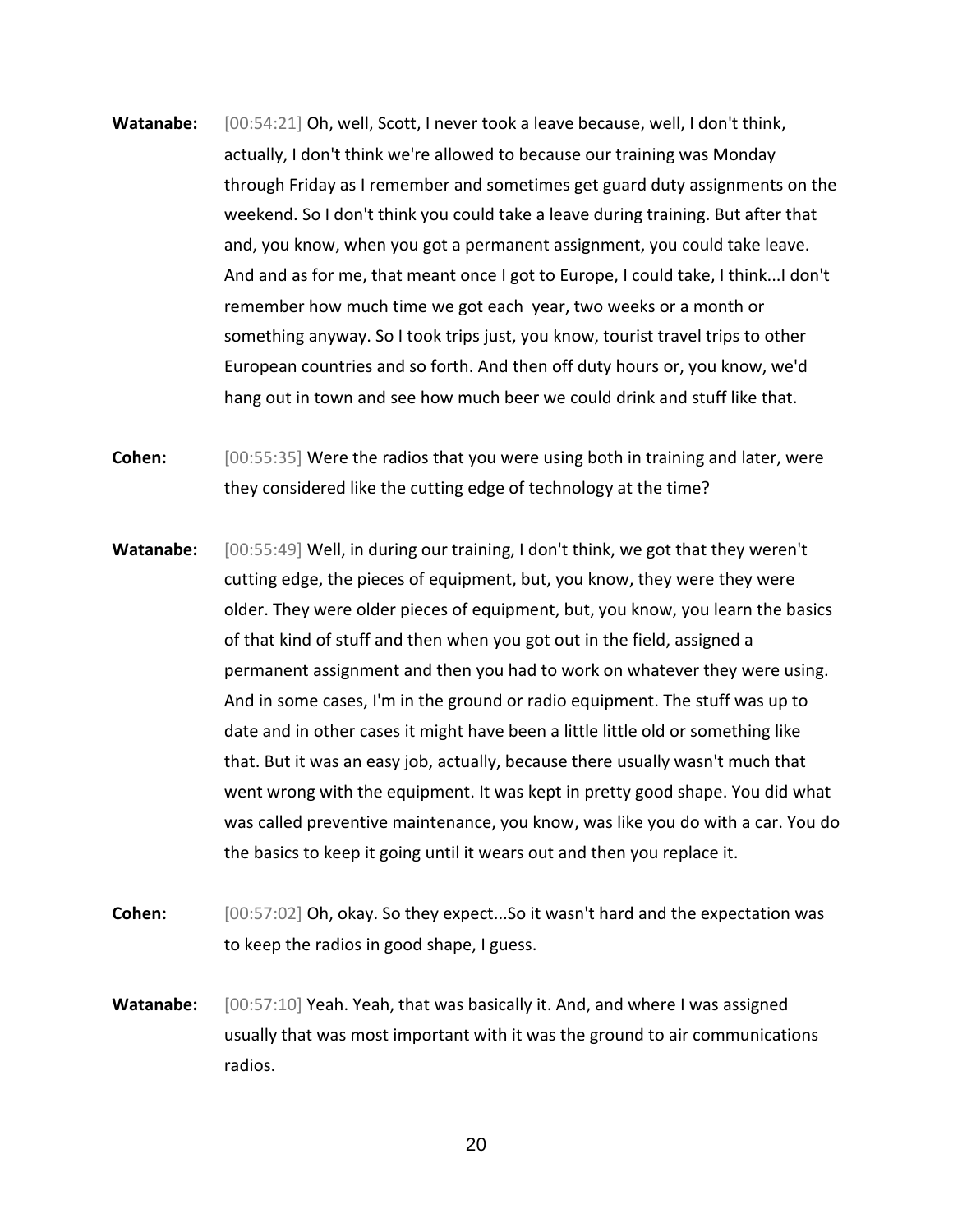**Watanabe:** [00:54:21] Oh, well, Scott, I never took a leave because, well, I don't think, actually, I don't think we're allowed to because our training was Monday through Friday as I remember and sometimes get guard duty assignments on the weekend. So I don't think you could take a leave during training. But after that and, you know, when you got a permanent assignment, you could take leave. And and as for me, that meant once I got to Europe, I could take, I think...I don't remember how much time we got each year, two weeks or a month or something anyway. So I took trips just, you know, tourist travel trips to other European countries and so forth. And then off duty hours or, you know, we'd hang out in town and see how much beer we could drink and stuff like that.

**Cohen:** [00:55:35] Were the radios that you were using both in training and later, were they considered like the cutting edge of technology at the time?

**Watanabe:** [00:55:49] Well, in during our training, I don't think, we got that they weren't cutting edge, the pieces of equipment, but, you know, they were they were older. They were older pieces of equipment, but, you know, you learn the basics of that kind of stuff and then when you got out in the field, assigned a permanent assignment and then you had to work on whatever they were using. And in some cases, I'm in the ground or radio equipment. The stuff was up to date and in other cases it might have been a little little old or something like that. But it was an easy job, actually, because there usually wasn't much that went wrong with the equipment. It was kept in pretty good shape. You did what was called preventive maintenance, you know, was like you do with a car. You do the basics to keep it going until it wears out and then you replace it.

**Cohen:** [00:57:02] Oh, okay. So they expect...So it wasn't hard and the expectation was to keep the radios in good shape, I guess.

**Watanabe:** [00:57:10] Yeah. Yeah, that was basically it. And, and where I was assigned usually that was most important with it was the ground to air communications radios.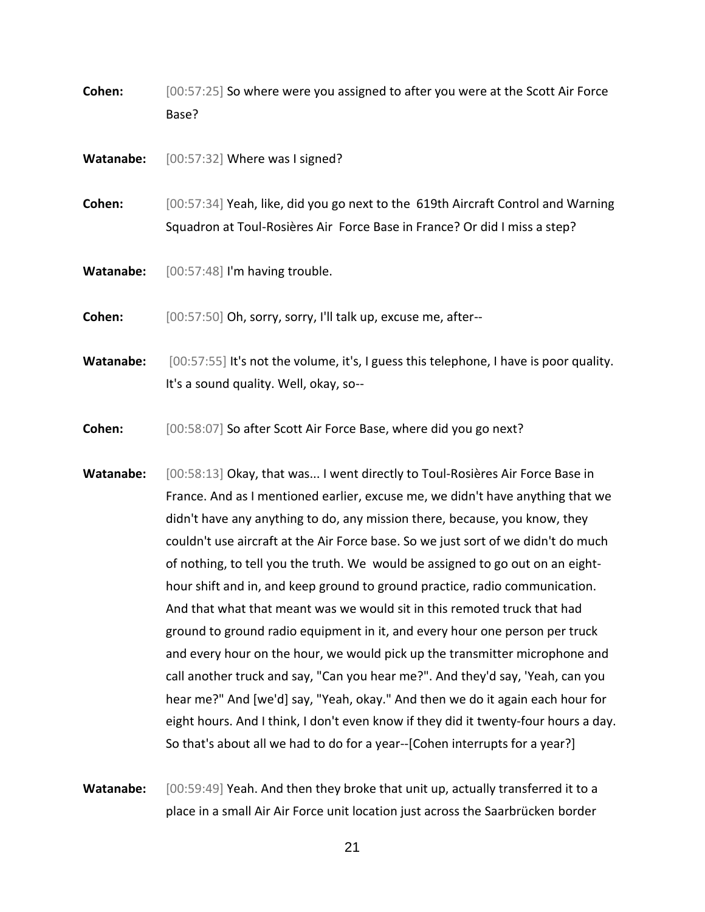**Cohen:** [00:57:25] So where were you assigned to after you were at the Scott Air Force Base?

**Watanabe:** [00:57:32] Where was I signed?

**Cohen:** [00:57:34] Yeah, like, did you go next to the 619th Aircraft Control and Warning Squadron at Toul-Rosières Air Force Base in France? Or did I miss a step?

**Watanabe:** [00:57:48] I'm having trouble.

**Cohen:** [00:57:50] Oh, sorry, sorry, I'll talk up, excuse me, after--

**Watanabe:** [00:57:55] It's not the volume, it's, I guess this telephone, I have is poor quality. It's a sound quality. Well, okay, so--

**Cohen:** [00:58:07] So after Scott Air Force Base, where did you go next?

**Watanabe:** [00:58:13] Okay, that was... I went directly to Toul-Rosières Air Force Base in France. And as I mentioned earlier, excuse me, we didn't have anything that we didn't have any anything to do, any mission there, because, you know, they couldn't use aircraft at the Air Force base. So we just sort of we didn't do much of nothing, to tell you the truth. We would be assigned to go out on an eight-hour shift and in, and keep ground to ground practice, radio communication. And that what that meant was we would sit in this remoted truck that had ground to ground radio equipment in it, and every hour one person per truck and every hour on the hour, we would pick up the transmitter microphone and call another truck and say, "Can you hear me?". And they'd say, 'Yeah, can you hear me?" And [we'd] say, "Yeah, okay." And then we do it again each hour for eight hours. And I think, I don't even know if they did it twenty-four hours a day. So that's about all we had to do for a year--[Cohen interrupts for a year?]

**Watanabe:** [00:59:49] Yeah. And then they broke that unit up, actually transferred it to a place in a small Air Air Force unit location just across the Saarbrücken border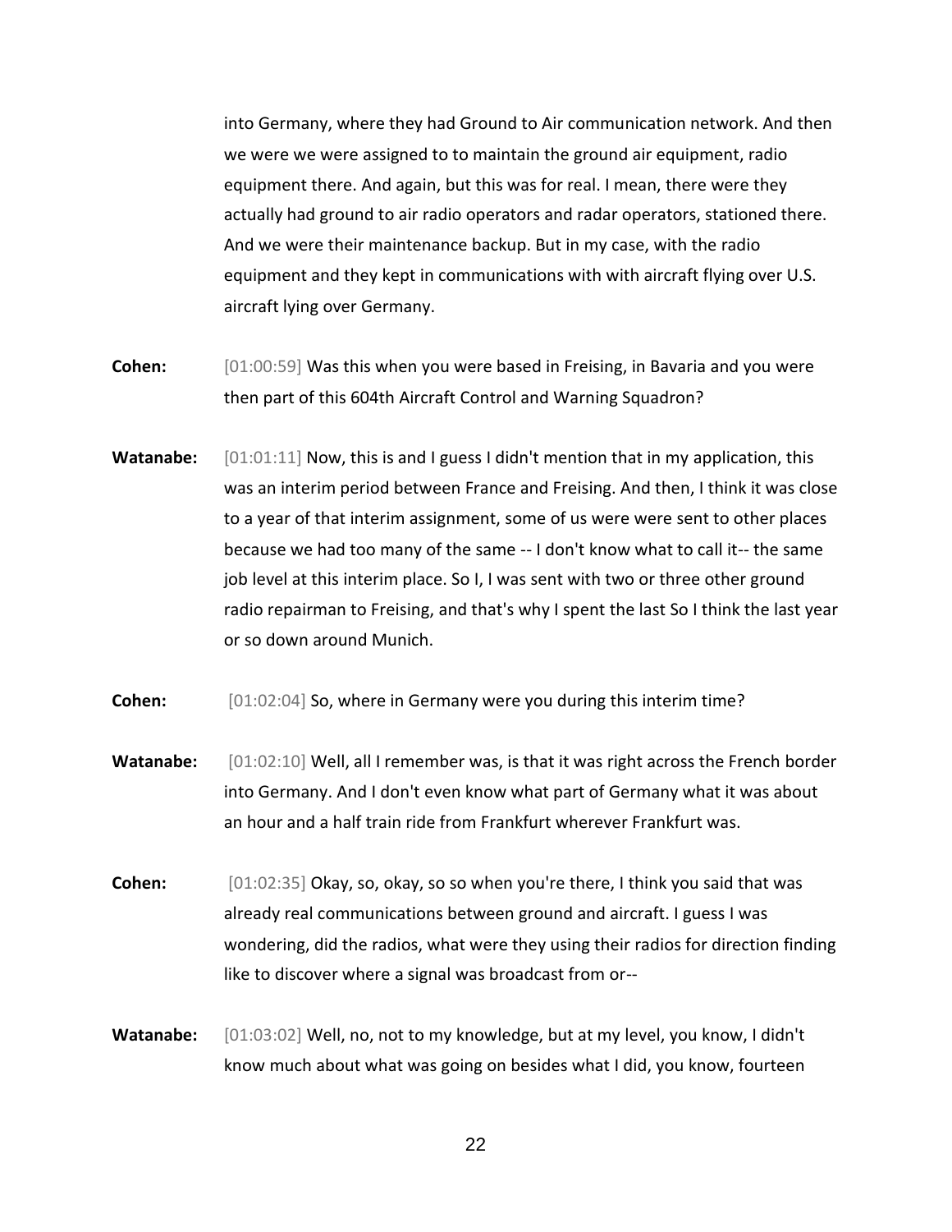into Germany, where they had Ground to Air communication network. And then we were we were assigned to to maintain the ground air equipment, radio equipment there. And again, but this was for real. I mean, there were they actually had ground to air radio operators and radar operators, stationed there. And we were their maintenance backup. But in my case, with the radio equipment and they kept in communications with with aircraft flying over U.S. aircraft lying over Germany.

**Cohen:** [01:00:59] Was this when you were based in Freising, in Bavaria and you were then part of this 604th Aircraft Control and Warning Squadron?

**Watanabe:** [01:01:11] Now, this is and I guess I didn't mention that in my application, this was an interim period between France and Freising. And then, I think it was close to a year of that interim assignment, some of us were were sent to other places because we had too many of the same -- I don't know what to call it-- the same job level at this interim place. So I, I was sent with two or three other ground radio repairman to Freising, and that's why I spent the last So I think the last year or so down around Munich.

**Cohen:** [01:02:04] So, where in Germany were you during this interim time?

**Watanabe:** [01:02:10] Well, all I remember was, is that it was right across the French border into Germany. And I don't even know what part of Germany what it was about an hour and a half train ride from Frankfurt wherever Frankfurt was.

**Cohen:** [01:02:35] Okay, so, okay, so so when you're there, I think you said that was already real communications between ground and aircraft. I guess I was wondering, did the radios, what were they using their radios for direction finding like to discover where a signal was broadcast from or--

**Watanabe:** [01:03:02] Well, no, not to my knowledge, but at my level, you know, I didn't know much about what was going on besides what I did, you know, fourteen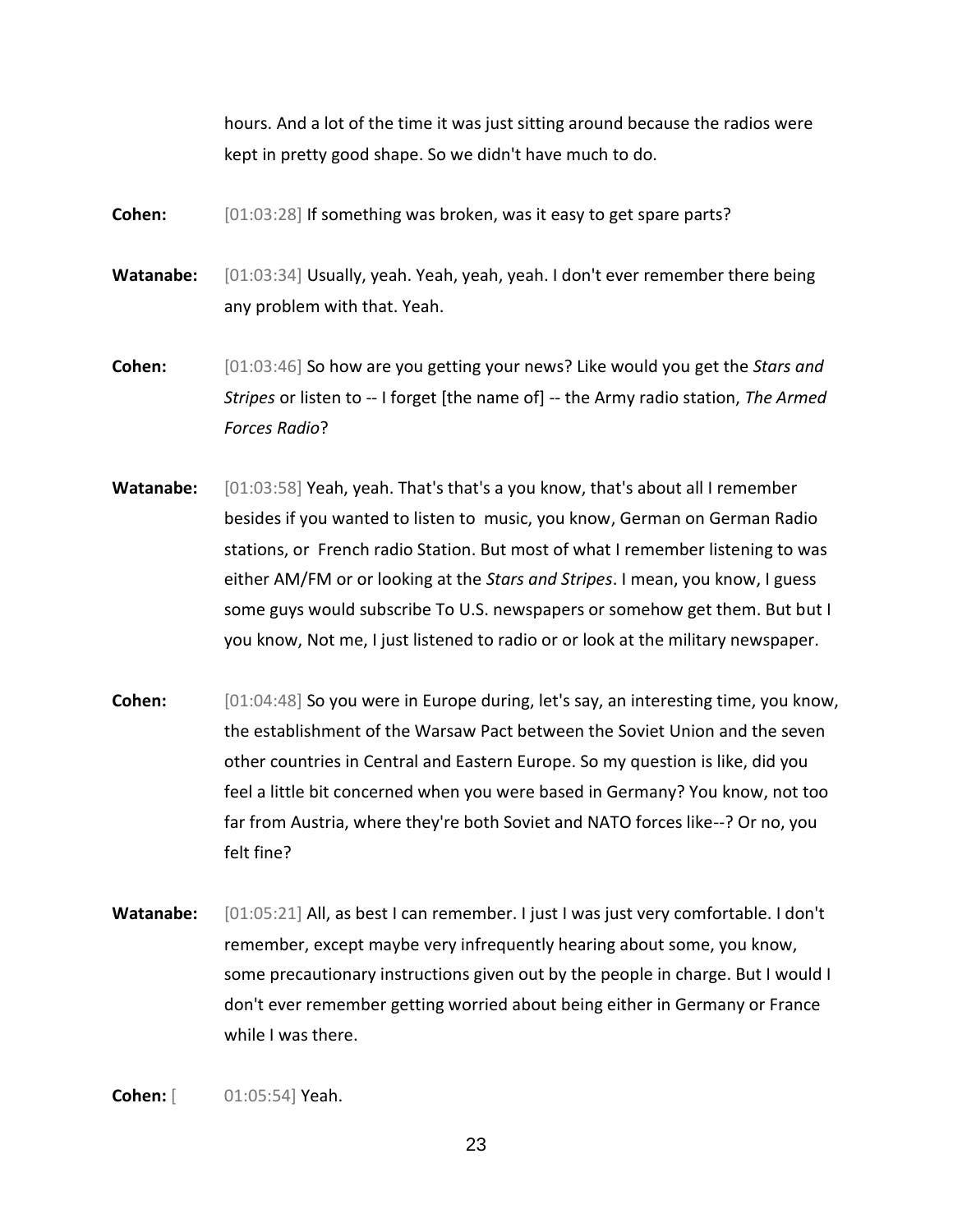hours. And a lot of the time it was just sitting around because the radios were kept in pretty good shape. So we didn't have much to do.

**Cohen:** [01:03:28] If something was broken, was it easy to get spare parts?

**Watanabe:** [01:03:34] Usually, yeah. Yeah, yeah, yeah. I don't ever remember there being any problem with that. Yeah.

**Cohen:** [01:03:46] So how are you getting your news? Like would you get the *Stars and Stripes* or listen to -- I forget [the name of] -- the Army radio station, *The Armed Forces Radio*?

**Watanabe:** [01:03:58] Yeah, yeah. That's that's a you know, that's about all I remember besides if you wanted to listen to music, you know, German on German Radio stations, or French radio Station. But most of what I remember listening to was either AM/FM or or looking at the *Stars and Stripes*. I mean, you know, I guess some guys would subscribe To U.S. newspapers or somehow get them. But but I you know, Not me, I just listened to radio or or look at the military newspaper.

**Cohen:** [01:04:48] So you were in Europe during, let's say, an interesting time, you know, the establishment of the Warsaw Pact between the Soviet Union and the seven other countries in Central and Eastern Europe. So my question is like, did you feel a little bit concerned when you were based in Germany? You know, not too far from Austria, where they're both Soviet and NATO forces like--? Or no, you felt fine?

**Watanabe:** [01:05:21] All, as best I can remember. I just I was just very comfortable. I don't remember, except maybe very infrequently hearing about some, you know, some precautionary instructions given out by the people in charge. But I would I don't ever remember getting worried about being either in Germany or France while I was there.

**Cohen:** [01:05:54] Yeah.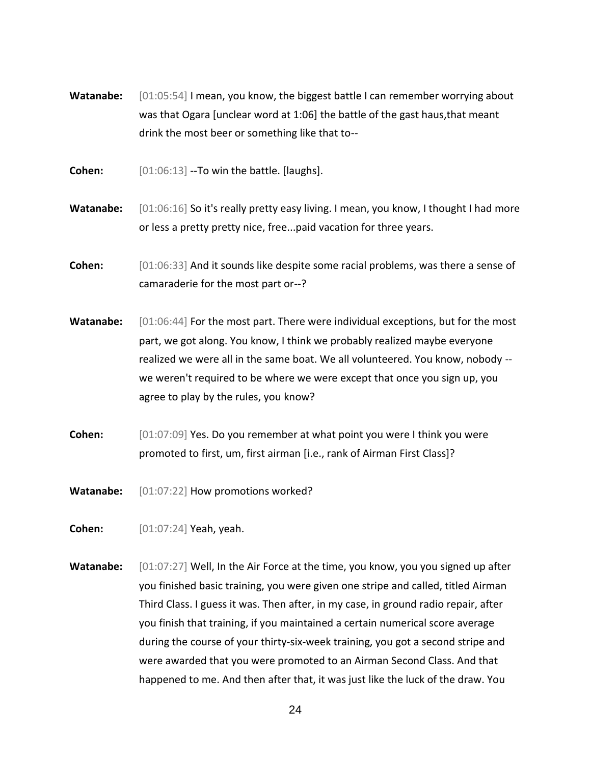**Watanabe:** [01:05:54] I mean, you know, the biggest battle I can remember worrying about was that Ogara [unclear word at 1:06] the battle of the gast haus,that meant drink the most beer or something like that to--

**Cohen:** [01:06:13] --To win the battle. [laughs].

**Watanabe:** [01:06:16] So it's really pretty easy living. I mean, you know, I thought I had more or less a pretty pretty nice, free...paid vacation for three years.

**Cohen:** [01:06:33] And it sounds like despite some racial problems, was there a sense of camaraderie for the most part or--?

**Watanabe:** [01:06:44] For the most part. There were individual exceptions, but for the most part, we got along. You know, I think we probably realized maybe everyone realized we were all in the same boat. We all volunteered. You know, nobody -- we weren't required to be where we were except that once you sign up, you agree to play by the rules, you know?

**Cohen:** [01:07:09] Yes. Do you remember at what point you were I think you were promoted to first, um, first airman [i.e., rank of Airman First Class]?

**Watanabe:** [01:07:22] How promotions worked?

**Cohen:** [01:07:24] Yeah, yeah.

**Watanabe:** [01:07:27] Well, In the Air Force at the time, you know, you you signed up after you finished basic training, you were given one stripe and called, titled Airman Third Class. I guess it was. Then after, in my case, in ground radio repair, after you finish that training, if you maintained a certain numerical score average during the course of your thirty-six-week training, you got a second stripe and were awarded that you were promoted to an Airman Second Class. And that happened to me. And then after that, it was just like the luck of the draw. You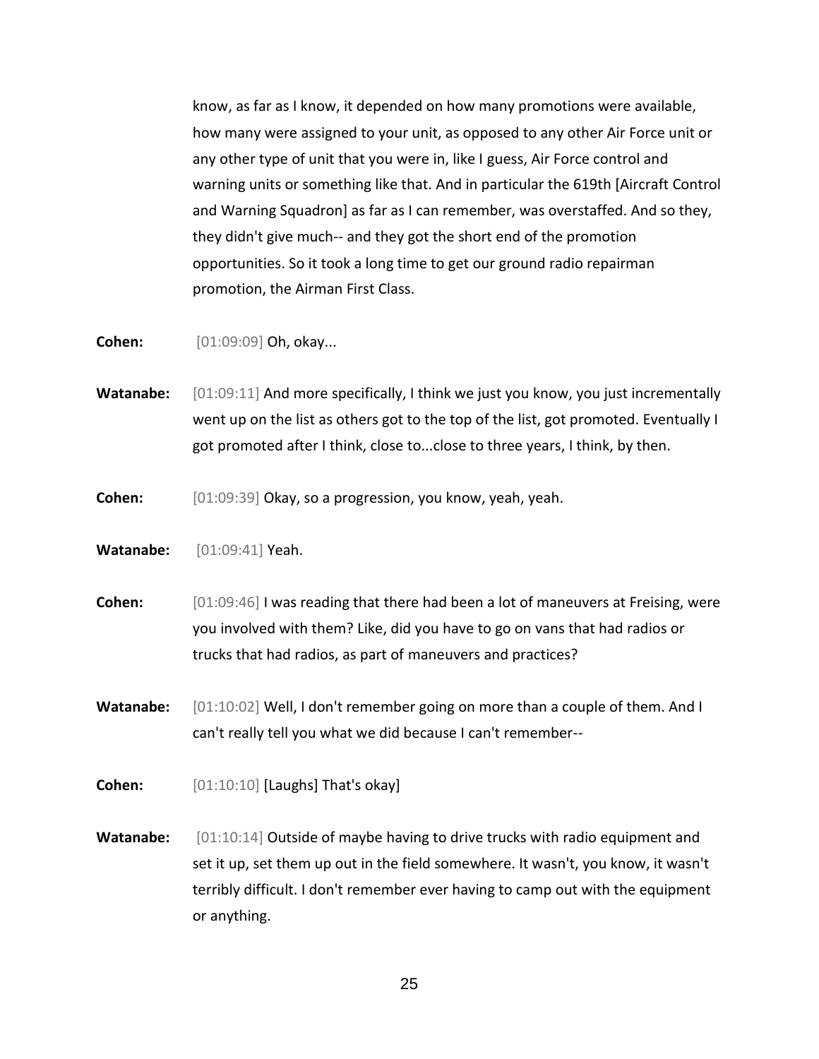know, as far as I know, it depended on how many promotions were available, how many were assigned to your unit, as opposed to any other Air Force unit or any other type of unit that you were in, like I guess, Air Force control and warning units or something like that. And in particular the 619th [Aircraft Control and Warning Squadron] as far as I can remember, was overstaffed. And so they, they didn't give much-- and they got the short end of the promotion opportunities. So it took a long time to get our ground radio repairman promotion, the Airman First Class.

**Cohen:** [01:09:09] Oh, okay...

**Watanabe:** [01:09:11] And more specifically, I think we just you know, you just incrementally went up on the list as others got to the top of the list, got promoted. Eventually I got promoted after I think, close to...close to three years, I think, by then.

**Cohen:** [01:09:39] Okay, so a progression, you know, yeah, yeah.

**Watanabe:** [01:09:41] Yeah.

**Cohen:** [01:09:46] I was reading that there had been a lot of maneuvers at Freising, were you involved with them? Like, did you have to go on vans that had radios or trucks that had radios, as part of maneuvers and practices?

**Watanabe:** [01:10:02] Well, I don't remember going on more than a couple of them. And I can't really tell you what we did because I can't remember--

**Cohen:** [01:10:10] [Laughs] That's okay]

**Watanabe:** [01:10:14] Outside of maybe having to drive trucks with radio equipment and set it up, set them up out in the field somewhere. It wasn't, you know, it wasn't terribly difficult. I don't remember ever having to camp out with the equipment or anything.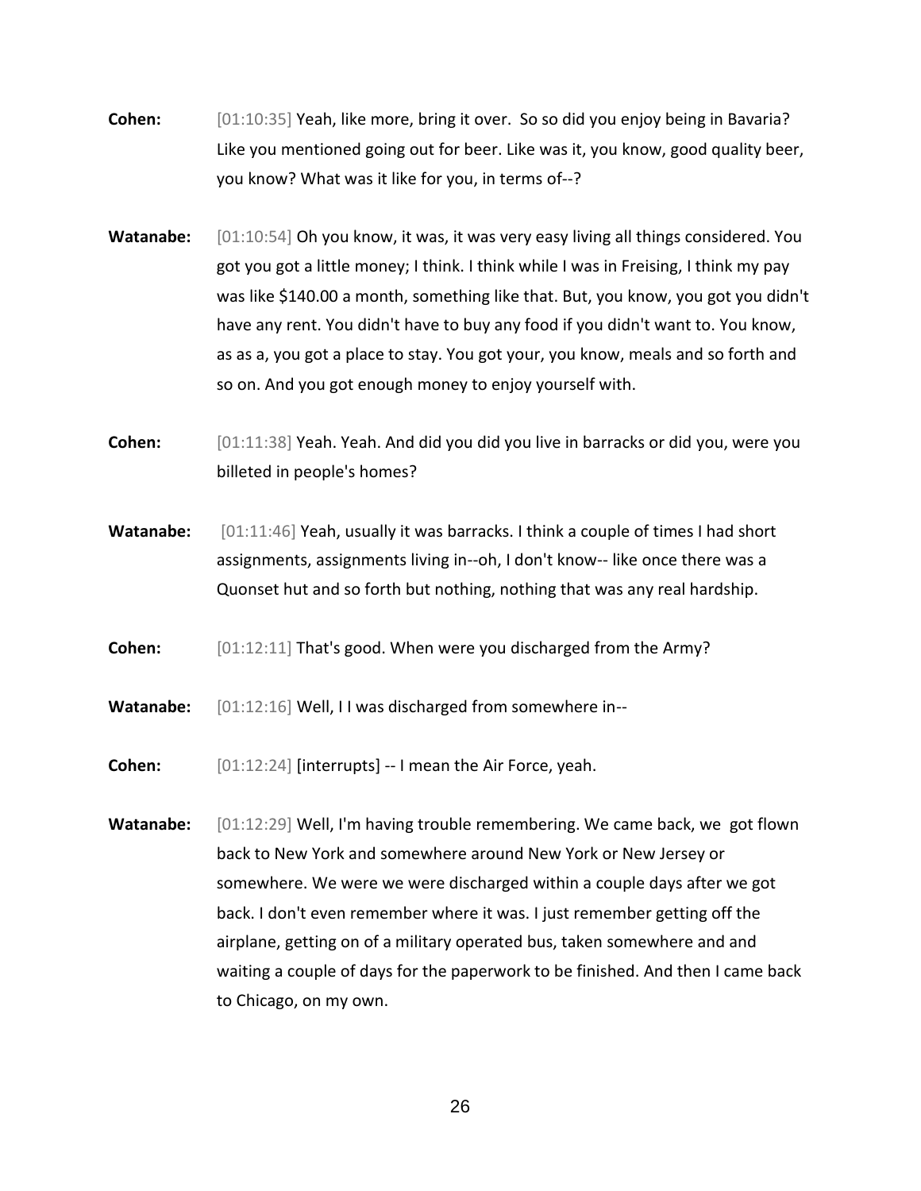**Cohen:** [01:10:35] Yeah, like more, bring it over. So so did you enjoy being in Bavaria? Like you mentioned going out for beer. Like was it, you know, good quality beer, you know? What was it like for you, in terms of--?

**Watanabe:** [01:10:54] Oh you know, it was, it was very easy living all things considered. You got you got a little money; I think. I think while I was in Freising, I think my pay was like $140.00 a month, something like that. But, you know, you got you didn't have any rent. You didn't have to buy any food if you didn't want to. You know, as as a, you got a place to stay. You got your, you know, meals and so forth and so on. And you got enough money to enjoy yourself with.

**Cohen:** [01:11:38] Yeah. Yeah. And did you did you live in barracks or did you, were you billeted in people's homes?

**Watanabe:** [01:11:46] Yeah, usually it was barracks. I think a couple of times I had short assignments, assignments living in--oh, I don't know-- like once there was a Quonset hut and so forth but nothing, nothing that was any real hardship.

**Cohen:** [01:12:11] That's good. When were you discharged from the Army?

**Watanabe:** [01:12:16] Well, I I was discharged from somewhere in--

**Cohen:** [01:12:24] [interrupts] -- I mean the Air Force, yeah.

**Watanabe:** [01:12:29] Well, I'm having trouble remembering. We came back, we got flown back to New York and somewhere around New York or New Jersey or somewhere. We were we were discharged within a couple days after we got back. I don't even remember where it was. I just remember getting off the airplane, getting on of a military operated bus, taken somewhere and and waiting a couple of days for the paperwork to be finished. And then I came back to Chicago, on my own.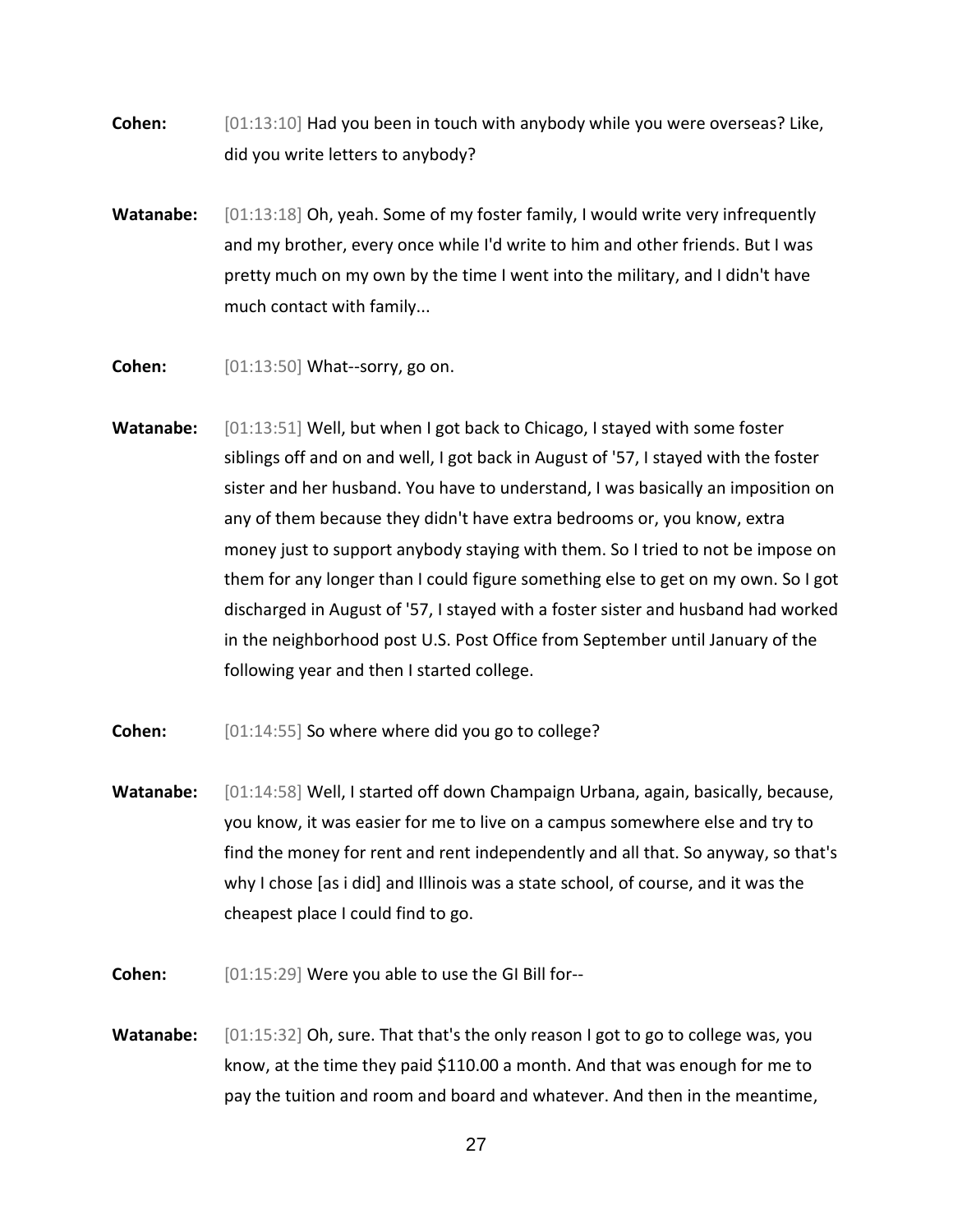**Cohen:** [01:13:10] Had you been in touch with anybody while you were overseas? Like, did you write letters to anybody?

**Watanabe:** [01:13:18] Oh, yeah. Some of my foster family, I would write very infrequently and my brother, every once while I'd write to him and other friends. But I was pretty much on my own by the time I went into the military, and I didn't have much contact with family...

**Cohen:** [01:13:50] What--sorry, go on.

**Watanabe:** [01:13:51] Well, but when I got back to Chicago, I stayed with some foster siblings off and on and well, I got back in August of '57, I stayed with the foster sister and her husband. You have to understand, I was basically an imposition on any of them because they didn't have extra bedrooms or, you know, extra money just to support anybody staying with them. So I tried to not be impose on them for any longer than I could figure something else to get on my own. So I got discharged in August of '57, I stayed with a foster sister and husband had worked in the neighborhood post U.S. Post Office from September until January of the following year and then I started college.

**Cohen:** [01:14:55] So where where did you go to college?

**Watanabe:** [01:14:58] Well, I started off down Champaign Urbana, again, basically, because, you know, it was easier for me to live on a campus somewhere else and try to find the money for rent and rent independently and all that. So anyway, so that's why I chose [as i did] and Illinois was a state school, of course, and it was the cheapest place I could find to go.

**Cohen:** [01:15:29] Were you able to use the GI Bill for--

**Watanabe:** [01:15:32] Oh, sure. That that's the only reason I got to go to college was, you know, at the time they paid $110.00 a month. And that was enough for me to pay the tuition and room and board and whatever. And then in the meantime,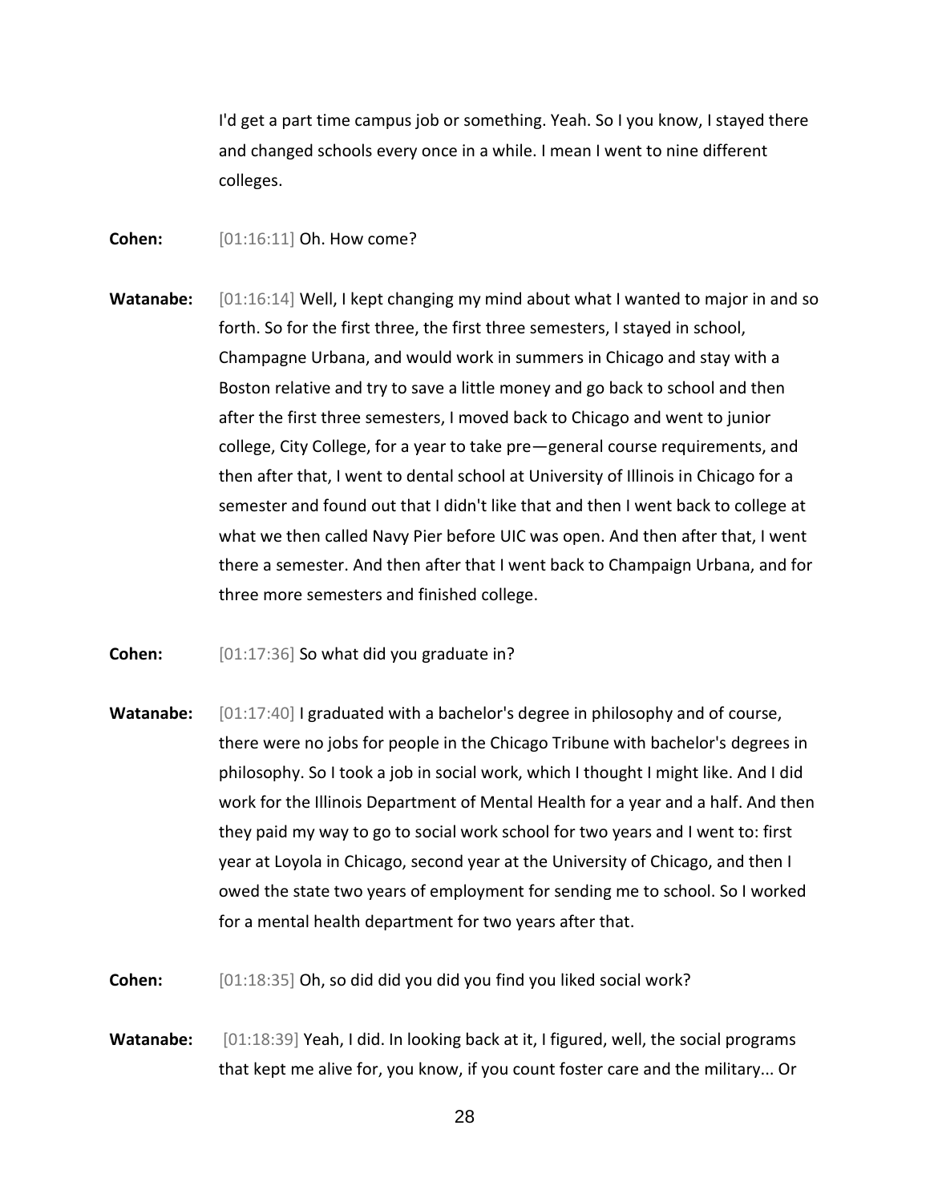I'd get a part time campus job or something. Yeah. So I you know, I stayed there and changed schools every once in a while. I mean I went to nine different colleges.

**Cohen:** [01:16:11] Oh. How come?

**Watanabe:** [01:16:14] Well, I kept changing my mind about what I wanted to major in and so forth. So for the first three, the first three semesters, I stayed in school, Champagne Urbana, and would work in summers in Chicago and stay with a Boston relative and try to save a little money and go back to school and then after the first three semesters, I moved back to Chicago and went to junior college, City College, for a year to take pre—general course requirements, and then after that, I went to dental school at University of Illinois in Chicago for a semester and found out that I didn't like that and then I went back to college at what we then called Navy Pier before UIC was open. And then after that, I went there a semester. And then after that I went back to Champaign Urbana, and for three more semesters and finished college.

**Cohen:** [01:17:36] So what did you graduate in?

**Watanabe:** [01:17:40] I graduated with a bachelor's degree in philosophy and of course, there were no jobs for people in the Chicago Tribune with bachelor's degrees in philosophy. So I took a job in social work, which I thought I might like. And I did work for the Illinois Department of Mental Health for a year and a half. And then they paid my way to go to social work school for two years and I went to: first year at Loyola in Chicago, second year at the University of Chicago, and then I owed the state two years of employment for sending me to school. So I worked for a mental health department for two years after that.

**Cohen:** [01:18:35] Oh, so did did you did you find you liked social work?

**Watanabe:** [01:18:39] Yeah, I did. In looking back at it, I figured, well, the social programs that kept me alive for, you know, if you count foster care and the military... Or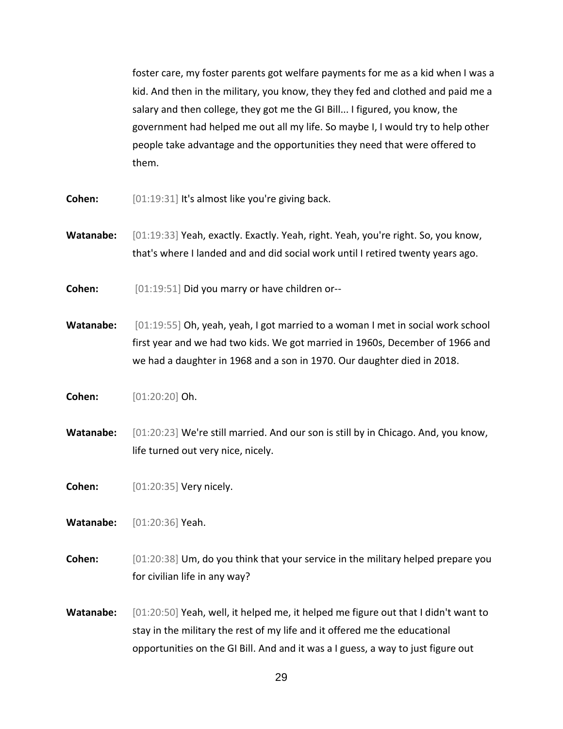foster care, my foster parents got welfare payments for me as a kid when I was a kid. And then in the military, you know, they they fed and clothed and paid me a salary and then college, they got me the GI Bill... I figured, you know, the government had helped me out all my life. So maybe I, I would try to help other people take advantage and the opportunities they need that were offered to them.

**Cohen:** [01:19:31] It's almost like you're giving back.

**Watanabe:** [01:19:33] Yeah, exactly. Exactly. Yeah, right. Yeah, you're right. So, you know, that's where I landed and and did social work until I retired twenty years ago.

**Cohen:** [01:19:51] Did you marry or have children or--

**Watanabe:** [01:19:55] Oh, yeah, yeah, I got married to a woman I met in social work school first year and we had two kids. We got married in 1960s, December of 1966 and we had a daughter in 1968 and a son in 1970. Our daughter died in 2018.

**Cohen:** [01:20:20] Oh.

**Watanabe:** [01:20:23] We're still married. And our son is still by in Chicago. And, you know, life turned out very nice, nicely.

**Cohen:** [01:20:35] Very nicely.

**Watanabe:** [01:20:36] Yeah.

**Cohen:** [01:20:38] Um, do you think that your service in the military helped prepare you for civilian life in any way?

**Watanabe:** [01:20:50] Yeah, well, it helped me, it helped me figure out that I didn't want to stay in the military the rest of my life and it offered me the educational opportunities on the GI Bill. And and it was a I guess, a way to just figure out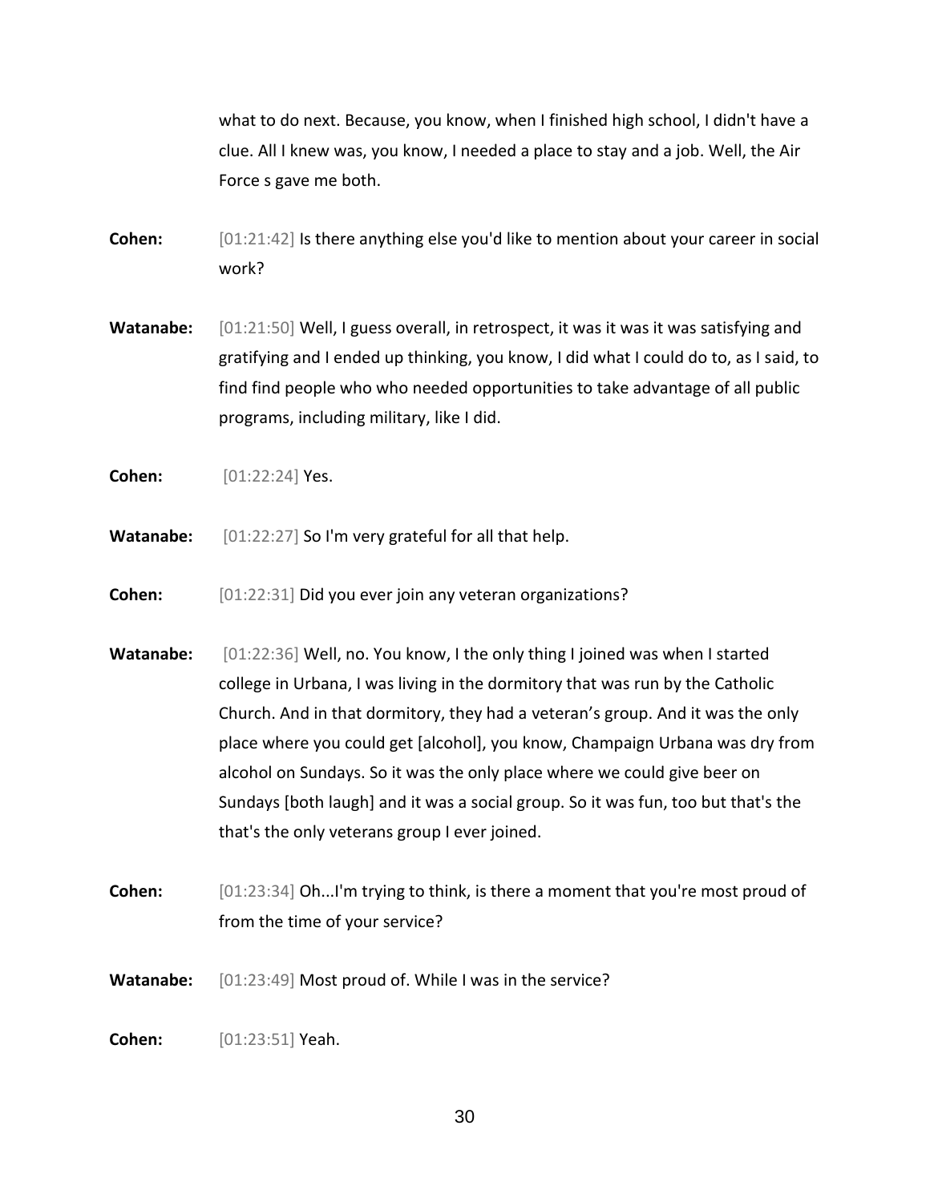what to do next. Because, you know, when I finished high school, I didn't have a clue. All I knew was, you know, I needed a place to stay and a job. Well, the Air Force s gave me both.

**Cohen:** [01:21:42] Is there anything else you'd like to mention about your career in social work?

**Watanabe:** [01:21:50] Well, I guess overall, in retrospect, it was it was it was satisfying and gratifying and I ended up thinking, you know, I did what I could do to, as I said, to find find people who who needed opportunities to take advantage of all public programs, including military, like I did.

**Cohen:** [01:22:24] Yes.

**Watanabe:** [01:22:27] So I'm very grateful for all that help.

**Cohen:** [01:22:31] Did you ever join any veteran organizations?

**Watanabe:** [01:22:36] Well, no. You know, I the only thing I joined was when I started college in Urbana, I was living in the dormitory that was run by the Catholic Church. And in that dormitory, they had a veteran's group. And it was the only place where you could get [alcohol], you know, Champaign Urbana was dry from alcohol on Sundays. So it was the only place where we could give beer on Sundays [both laugh] and it was a social group. So it was fun, too but that's the that's the only veterans group I ever joined.

**Cohen:** [01:23:34] Oh...I'm trying to think, is there a moment that you're most proud of from the time of your service?

**Watanabe:** [01:23:49] Most proud of. While I was in the service?

**Cohen:** [01:23:51] Yeah.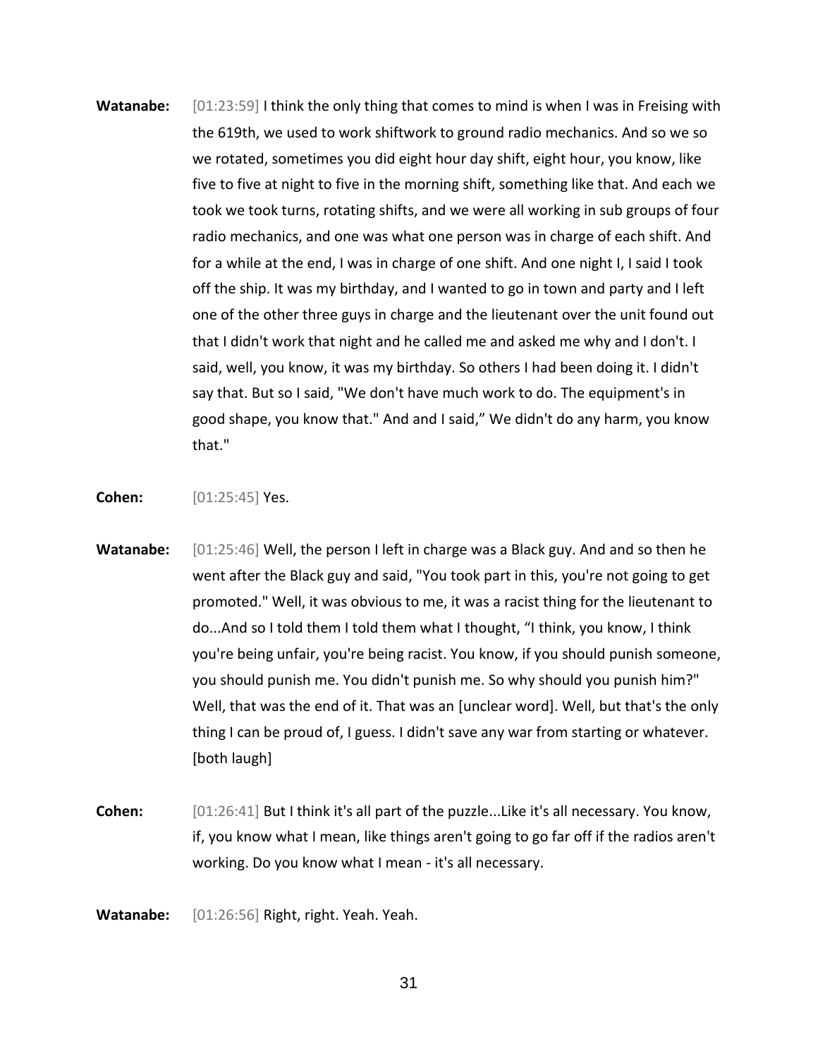**Watanabe:** [01:23:59] I think the only thing that comes to mind is when I was in Freising with the 619th, we used to work shiftwork to ground radio mechanics. And so we so we rotated, sometimes you did eight hour day shift, eight hour, you know, like five to five at night to five in the morning shift, something like that. And each we took we took turns, rotating shifts, and we were all working in sub groups of four radio mechanics, and one was what one person was in charge of each shift. And for a while at the end, I was in charge of one shift. And one night I, I said I took off the ship. It was my birthday, and I wanted to go in town and party and I left one of the other three guys in charge and the lieutenant over the unit found out that I didn't work that night and he called me and asked me why and I don't. I said, well, you know, it was my birthday. So others I had been doing it. I didn't say that. But so I said, "We don't have much work to do. The equipment's in good shape, you know that." And and I said," We didn't do any harm, you know that."

**Cohen:** [01:25:45] Yes.

**Watanabe:** [01:25:46] Well, the person I left in charge was a Black guy. And and so then he went after the Black guy and said, "You took part in this, you're not going to get promoted." Well, it was obvious to me, it was a racist thing for the lieutenant to do...And so I told them I told them what I thought, "I think, you know, I think you're being unfair, you're being racist. You know, if you should punish someone, you should punish me. You didn't punish me. So why should you punish him?" Well, that was the end of it. That was an [unclear word]. Well, but that's the only thing I can be proud of, I guess. I didn't save any war from starting or whatever. [both laugh]

**Cohen:** [01:26:41] But I think it's all part of the puzzle...Like it's all necessary. You know, if, you know what I mean, like things aren't going to go far off if the radios aren't working. Do you know what I mean - it's all necessary.

**Watanabe:** [01:26:56] Right, right. Yeah. Yeah.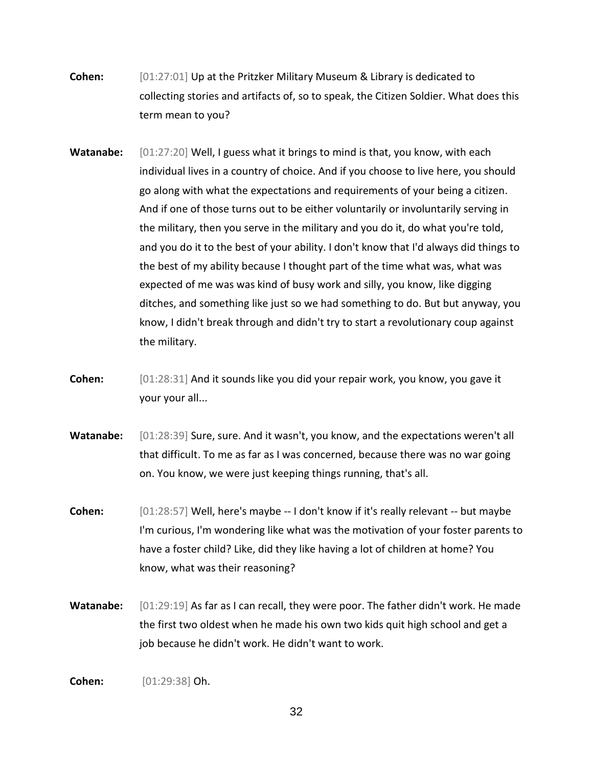**Cohen:** [01:27:01] Up at the Pritzker Military Museum & Library is dedicated to collecting stories and artifacts of, so to speak, the Citizen Soldier. What does this term mean to you?

**Watanabe:** [01:27:20] Well, I guess what it brings to mind is that, you know, with each individual lives in a country of choice. And if you choose to live here, you should go along with what the expectations and requirements of your being a citizen. And if one of those turns out to be either voluntarily or involuntarily serving in the military, then you serve in the military and you do it, do what you're told, and you do it to the best of your ability. I don't know that I'd always did things to the best of my ability because I thought part of the time what was, what was expected of me was was kind of busy work and silly, you know, like digging ditches, and something like just so we had something to do. But but anyway, you know, I didn't break through and didn't try to start a revolutionary coup against the military.

**Cohen:** [01:28:31] And it sounds like you did your repair work, you know, you gave it your your all...

**Watanabe:** [01:28:39] Sure, sure. And it wasn't, you know, and the expectations weren't all that difficult. To me as far as I was concerned, because there was no war going on. You know, we were just keeping things running, that's all.

**Cohen:** [01:28:57] Well, here's maybe -- I don't know if it's really relevant -- but maybe I'm curious, I'm wondering like what was the motivation of your foster parents to have a foster child? Like, did they like having a lot of children at home? You know, what was their reasoning?

**Watanabe:** [01:29:19] As far as I can recall, they were poor. The father didn't work. He made the first two oldest when he made his own two kids quit high school and get a job because he didn't work. He didn't want to work.

**Cohen:** [01:29:38] Oh.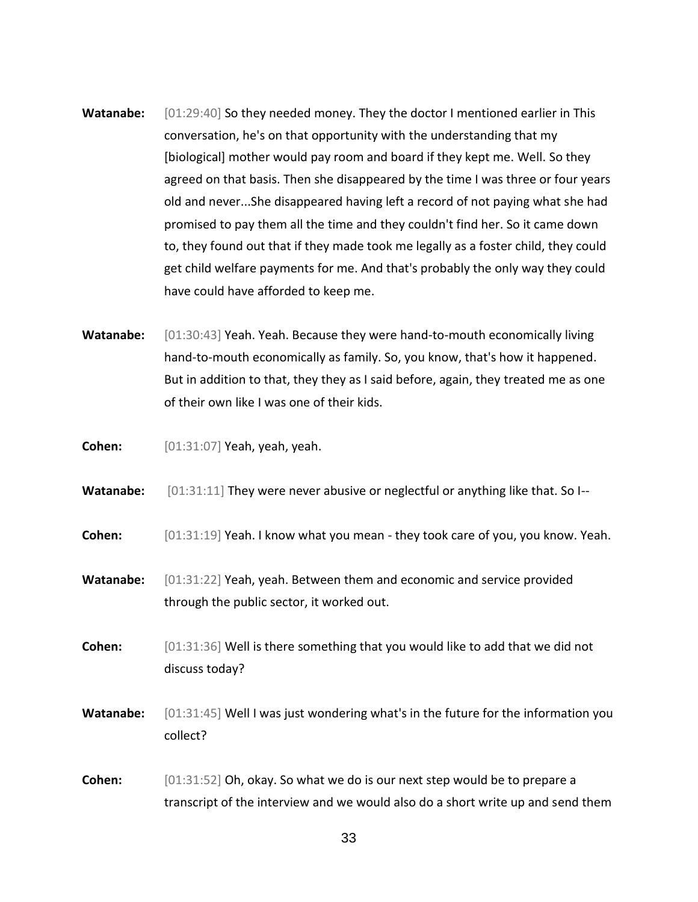**Watanabe:** [01:29:40] So they needed money. They the doctor I mentioned earlier in This conversation, he's on that opportunity with the understanding that my [biological] mother would pay room and board if they kept me. Well. So they agreed on that basis. Then she disappeared by the time I was three or four years old and never...She disappeared having left a record of not paying what she had promised to pay them all the time and they couldn't find her. So it came down to, they found out that if they made took me legally as a foster child, they could get child welfare payments for me. And that's probably the only way they could have could have afforded to keep me.

**Watanabe:** [01:30:43] Yeah. Yeah. Because they were hand-to-mouth economically living hand-to-mouth economically as family. So, you know, that's how it happened. But in addition to that, they they as I said before, again, they treated me as one of their own like I was one of their kids.

**Cohen:** [01:31:07] Yeah, yeah, yeah.

**Watanabe:** [01:31:11] They were never abusive or neglectful or anything like that. So I--

**Cohen:** [01:31:19] Yeah. I know what you mean - they took care of you, you know. Yeah.

**Watanabe:** [01:31:22] Yeah, yeah. Between them and economic and service provided through the public sector, it worked out.

**Cohen:** [01:31:36] Well is there something that you would like to add that we did not discuss today?

**Watanabe:** [01:31:45] Well I was just wondering what's in the future for the information you collect?

**Cohen:** [01:31:52] Oh, okay. So what we do is our next step would be to prepare a transcript of the interview and we would also do a short write up and send them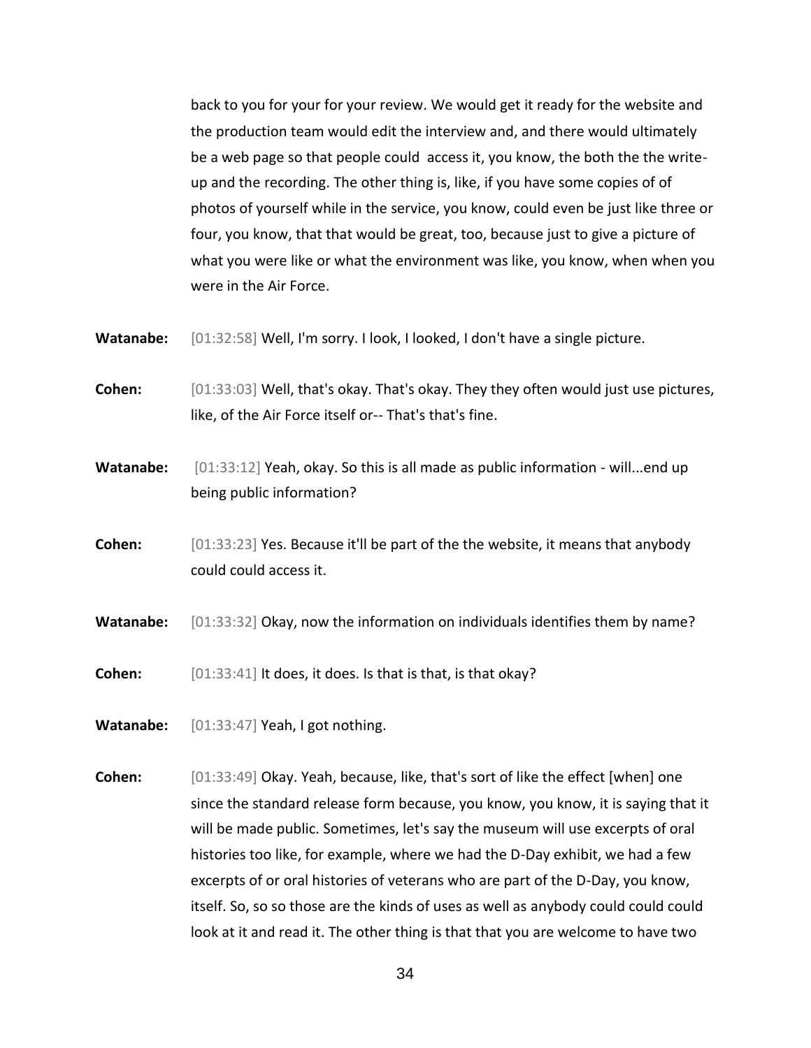back to you for your for your review. We would get it ready for the website and the production team would edit the interview and, and there would ultimately be a web page so that people could access it, you know, the both the the write-up and the recording. The other thing is, like, if you have some copies of of photos of yourself while in the service, you know, could even be just like three or four, you know, that that would be great, too, because just to give a picture of what you were like or what the environment was like, you know, when when you were in the Air Force.

**Watanabe:** [01:32:58] Well, I'm sorry. I look, I looked, I don't have a single picture.

**Cohen:** [01:33:03] Well, that's okay. That's okay. They they often would just use pictures, like, of the Air Force itself or-- That's that's fine.

**Watanabe:** [01:33:12] Yeah, okay. So this is all made as public information - will...end up being public information?

**Cohen:** [01:33:23] Yes. Because it'll be part of the the website, it means that anybody could could access it.

**Watanabe:** [01:33:32] Okay, now the information on individuals identifies them by name?

**Cohen:** [01:33:41] It does, it does. Is that is that, is that okay?

**Watanabe:** [01:33:47] Yeah, I got nothing.

**Cohen:** [01:33:49] Okay. Yeah, because, like, that's sort of like the effect [when] one since the standard release form because, you know, you know, it is saying that it will be made public. Sometimes, let's say the museum will use excerpts of oral histories too like, for example, where we had the D-Day exhibit, we had a few excerpts of or oral histories of veterans who are part of the D-Day, you know, itself. So, so so those are the kinds of uses as well as anybody could could could look at it and read it. The other thing is that that you are welcome to have two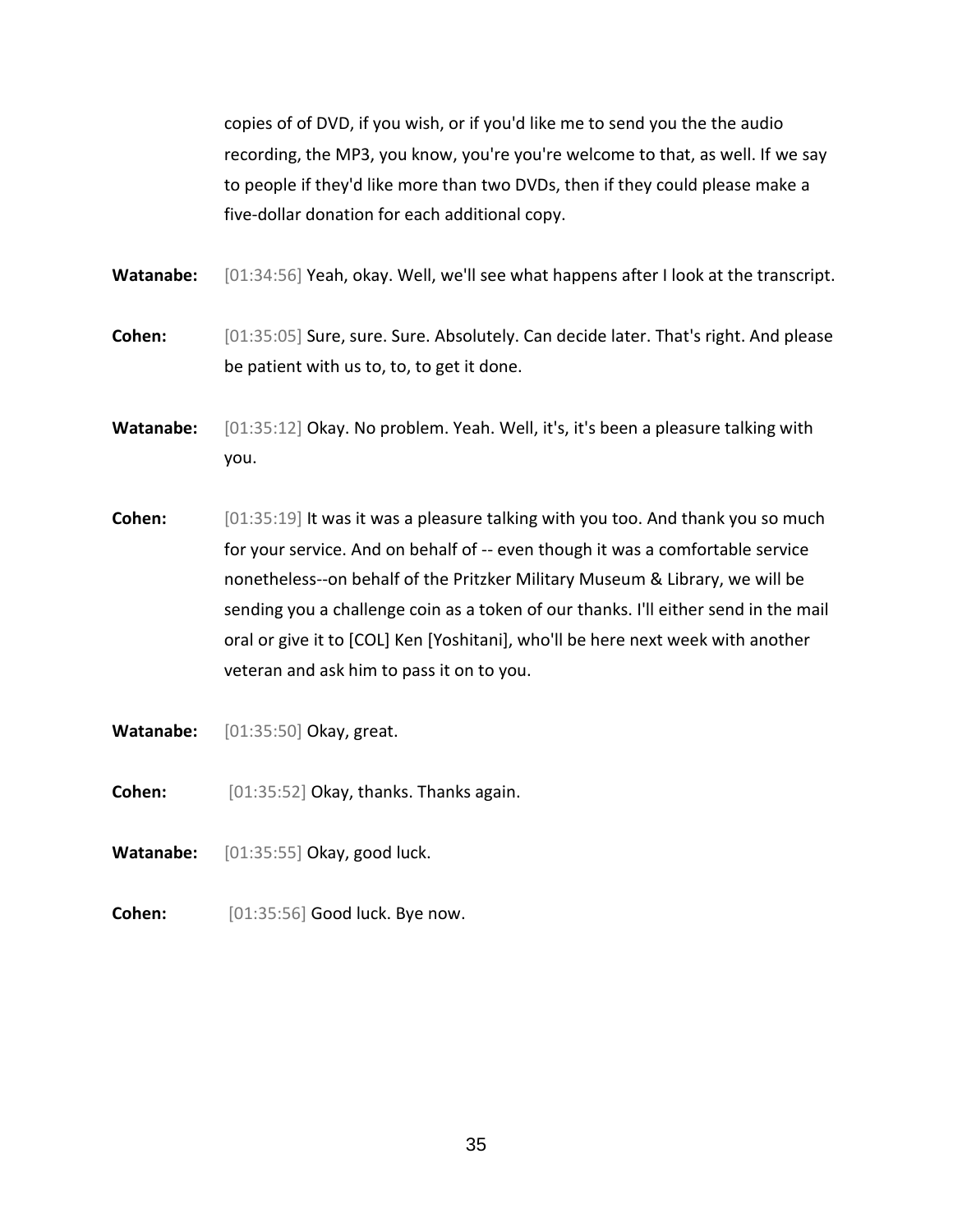copies of of DVD, if you wish, or if you'd like me to send you the the audio recording, the MP3, you know, you're you're welcome to that, as well. If we say to people if they'd like more than two DVDs, then if they could please make a five-dollar donation for each additional copy.

**Watanabe:** [01:34:56] Yeah, okay. Well, we'll see what happens after I look at the transcript.

**Cohen:** [01:35:05] Sure, sure. Sure. Absolutely. Can decide later. That's right. And please be patient with us to, to, to get it done.

**Watanabe:** [01:35:12] Okay. No problem. Yeah. Well, it's, it's been a pleasure talking with you.

**Cohen:** [01:35:19] It was it was a pleasure talking with you too. And thank you so much for your service. And on behalf of -- even though it was a comfortable service nonetheless--on behalf of the Pritzker Military Museum & Library, we will be sending you a challenge coin as a token of our thanks. I'll either send in the mail oral or give it to [COL] Ken [Yoshitani], who'll be here next week with another veteran and ask him to pass it on to you.

**Watanabe:** [01:35:50] Okay, great.

**Cohen:** [01:35:52] Okay, thanks. Thanks again.

**Watanabe:** [01:35:55] Okay, good luck.

**Cohen:** [01:35:56] Good luck. Bye now.